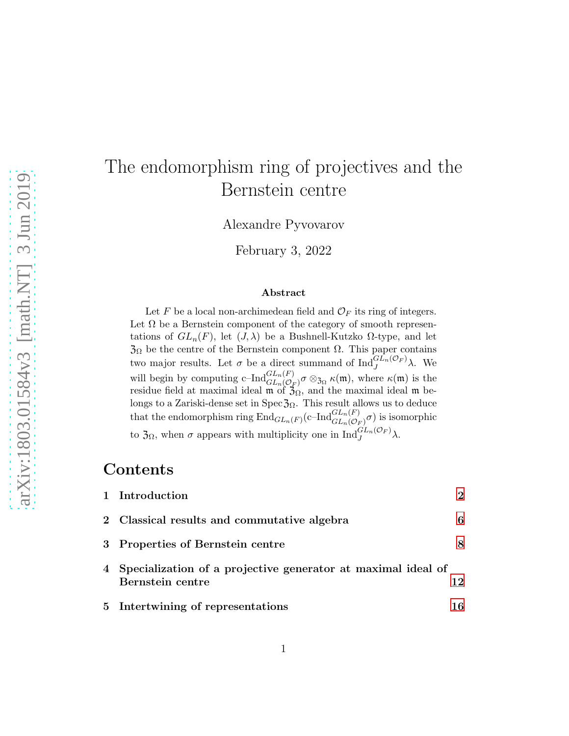# The endomorphism ring of projectives and the Bernstein centre

Alexandre Pyvovarov

February 3, 2022

### Abstract

Let $F$ be a local non-archimedean field and $\mathcal{O}_F$ its ring of integers. Let $\Omega$ be a Bernstein component of the category of smooth representations of $GL_n(F)$, let $(J, \lambda)$ be a Bushnell-Kutzko $\Omega$-type, and let $\mathfrak{Z}_\Omega$ be the centre of the Bernstein component $\Omega$. This paper contains two major results. Let $\sigma$ be a direct summand of $\mathrm{Ind}_J^{GL_n(\mathcal{O}_F)}\lambda$. We will begin by computing $\text{c–Ind}_{GL_n(\mathcal{O}_F)}^{GL_n(F)}\sigma \otimes_{\mathfrak{Z}_\Omega} \kappa(\mathfrak{m})$, where $\kappa(\mathfrak{m})$ is the residue field at maximal ideal $\mathfrak{m}$ of $\mathfrak{Z}_\Omega$, and the maximal ideal $\mathfrak{m}$ belongs to a Zariski-dense set in $\operatorname{Spec} \mathfrak{Z}_\Omega$. This result allows us to deduce that the endomorphism ring $\mathrm{End}_{GL_n(F)}(\text{c–Ind}_{GL_n(\mathcal{O}_F)}^{GL_n(F)}\sigma)$ is isomorphic to $\mathfrak{Z}_\Omega$, when $\sigma$ appears with multiplicity one in $\mathrm{Ind}_J^{GL_n(\mathcal{O}_F)}\lambda$.

## Contents

1 Introduction — 2

2 Classical results and commutative algebra — 6

3 Properties of Bernstein centre — 8

4 Specialization of a projective generator at maximal ideal of Bernstein centre — 12

5 Intertwining of representations — 16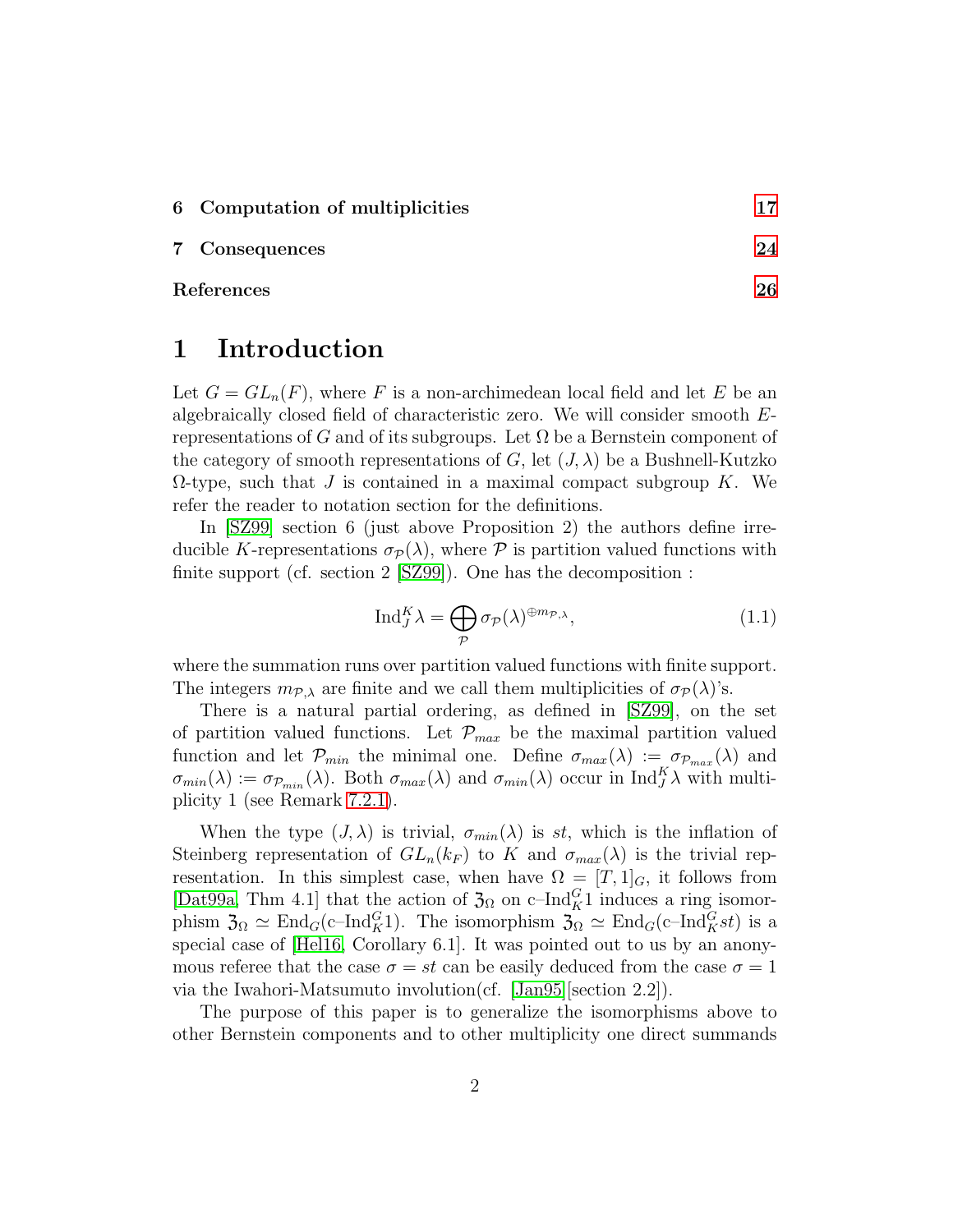6 **Computation of multiplicities** 17

7 **Consequences** 24

**References** 26

# 1 Introduction

Let $G = GL_n(F)$, where $F$ is a non-archimedean local field and let $E$ be an algebraically closed field of characteristic zero. We will consider smooth $E$-representations of $G$ and of its subgroups. Let $\Omega$ be a Bernstein component of the category of smooth representations of $G$, let $(J, \lambda)$ be a Bushnell-Kutzko $\Omega$-type, such that $J$ is contained in a maximal compact subgroup $K$. We refer the reader to notation section for the definitions.

In [SZ99] section 6 (just above Proposition 2) the authors define irreducible $K$-representations $\sigma_{\mathcal{P}}(\lambda)$, where $\mathcal{P}$ is partition valued functions with finite support (cf. section 2 [SZ99]). One has the decomposition :

$$\mathrm{Ind}_J^K \lambda = \bigoplus_{\mathcal{P}} \sigma_{\mathcal{P}}(\lambda)^{\oplus m_{\mathcal{P},\lambda}}, \tag{1.1}$$

where the summation runs over partition valued functions with finite support. The integers $m_{\mathcal{P},\lambda}$ are finite and we call them multiplicities of $\sigma_{\mathcal{P}}(\lambda)$'s.

There is a natural partial ordering, as defined in [SZ99], on the set of partition valued functions. Let $\mathcal{P}_{max}$ be the maximal partition valued function and let $\mathcal{P}_{min}$ the minimal one. Define $\sigma_{max}(\lambda) := \sigma_{\mathcal{P}_{max}}(\lambda)$ and $\sigma_{min}(\lambda) := \sigma_{\mathcal{P}_{min}}(\lambda)$. Both $\sigma_{max}(\lambda)$ and $\sigma_{min}(\lambda)$ occur in $\mathrm{Ind}_J^K \lambda$ with multiplicity 1 (see Remark 7.2.1).

When the type $(J, \lambda)$ is trivial, $\sigma_{min}(\lambda)$ is $st$, which is the inflation of Steinberg representation of $GL_n(k_F)$ to $K$ and $\sigma_{max}(\lambda)$ is the trivial representation. In this simplest case, when have $\Omega = [T, 1]_G$, it follows from [Dat99a, Thm 4.1] that the action of $\mathfrak{Z}_\Omega$ on c–$\mathrm{Ind}_K^G 1$ induces a ring isomorphism $\mathfrak{Z}_\Omega \simeq \mathrm{End}_G(\text{c–}\mathrm{Ind}_K^G 1)$. The isomorphism $\mathfrak{Z}_\Omega \simeq \mathrm{End}_G(\text{c–}\mathrm{Ind}_K^G st)$ is a special case of [Hel16, Corollary 6.1]. It was pointed out to us by an anonymous referee that the case $\sigma = st$ can be easily deduced from the case $\sigma = 1$ via the Iwahori-Matsumuto involution(cf. [Jan95][section 2.2]).

The purpose of this paper is to generalize the isomorphisms above to other Bernstein components and to other multiplicity one direct summands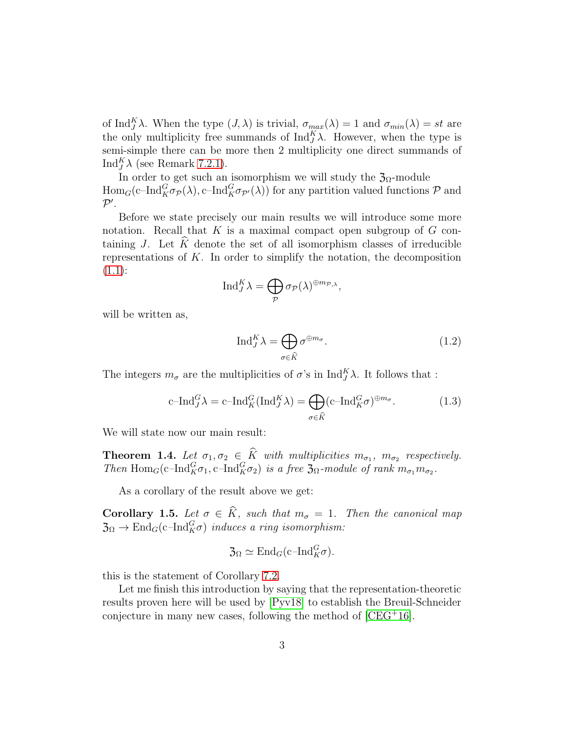of $\mathrm{Ind}_J^K\lambda$. When the type $(J,\lambda)$ is trivial, $\sigma_{max}(\lambda) = 1$ and $\sigma_{min}(\lambda) = st$ are the only multiplicity free summands of $\mathrm{Ind}_J^K\lambda$. However, when the type is semi-simple there can be more then 2 multiplicity one direct summands of $\mathrm{Ind}_J^K\lambda$ (see Remark 7.2.1).

In order to get such an isomorphism we will study the $\mathfrak{Z}_\Omega$-module $\mathrm{Hom}_G(\text{c–Ind}_K^G\sigma_{\mathcal{P}}(\lambda), \text{c–Ind}_K^G\sigma_{\mathcal{P}'}(\lambda))$ for any partition valued functions $\mathcal{P}$ and $\mathcal{P}'$.

Before we state precisely our main results we will introduce some more notation. Recall that $K$ is a maximal compact open subgroup of $G$ containing $J$. Let $\widehat{K}$ denote the set of all isomorphism classes of irreducible representations of $K$. In order to simplify the notation, the decomposition (1.1):

$$\mathrm{Ind}_J^K\lambda = \bigoplus_{\mathcal{P}} \sigma_{\mathcal{P}}(\lambda)^{\oplus m_{\mathcal{P},\lambda}},$$

will be written as,

$$\mathrm{Ind}_J^K\lambda = \bigoplus_{\sigma\in\widehat{K}} \sigma^{\oplus m_\sigma}. \tag{1.2}$$

The integers $m_\sigma$ are the multiplicities of $\sigma$'s in $\mathrm{Ind}_J^K\lambda$. It follows that :

$$\text{c–Ind}_J^G\lambda = \text{c–Ind}_K^G(\mathrm{Ind}_J^K\lambda) = \bigoplus_{\sigma\in\widehat{K}} (\text{c–Ind}_K^G\sigma)^{\oplus m_\sigma}. \tag{1.3}$$

We will state now our main result:

**Theorem 1.4.** *Let $\sigma_1, \sigma_2 \in \widehat{K}$ with multiplicities $m_{\sigma_1}$, $m_{\sigma_2}$ respectively. Then $\mathrm{Hom}_G(\text{c–Ind}_K^G\sigma_1, \text{c–Ind}_K^G\sigma_2)$ is a free $\mathfrak{Z}_\Omega$-module of rank $m_{\sigma_1}m_{\sigma_2}$.*

As a corollary of the result above we get:

**Corollary 1.5.** *Let $\sigma \in \widehat{K}$, such that $m_\sigma = 1$. Then the canonical map $\mathfrak{Z}_\Omega \to \mathrm{End}_G(\text{c–Ind}_K^G\sigma)$ induces a ring isomorphism:*

$$\mathfrak{Z}_\Omega \simeq \mathrm{End}_G(\text{c–Ind}_K^G\sigma).$$

this is the statement of Corollary 7.2.

Let me finish this introduction by saying that the representation-theoretic results proven here will be used by [Pyv18] to establish the Breuil-Schneider conjecture in many new cases, following the method of [CEG+16].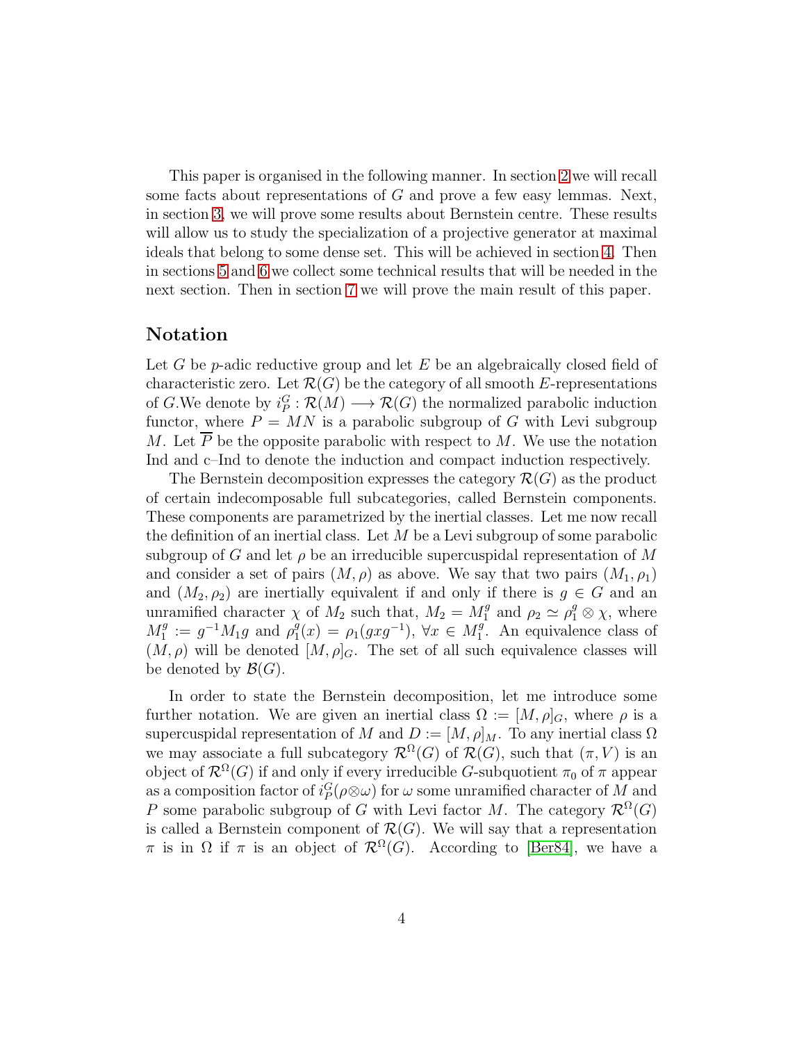This paper is organised in the following manner. In section 2 we will recall some facts about representations of $G$ and prove a few easy lemmas. Next, in section 3, we will prove some results about Bernstein centre. These results will allow us to study the specialization of a projective generator at maximal ideals that belong to some dense set. This will be achieved in section 4. Then in sections 5 and 6 we collect some technical results that will be needed in the next section. Then in section 7 we will prove the main result of this paper.

## Notation

Let $G$ be $p$-adic reductive group and let $E$ be an algebraically closed field of characteristic zero. Let $\mathcal{R}(G)$ be the category of all smooth $E$-representations of $G$.We denote by $i_P^G : \mathcal{R}(M) \longrightarrow \mathcal{R}(G)$ the normalized parabolic induction functor, where $P = MN$ is a parabolic subgroup of $G$ with Levi subgroup $M$. Let $\overline{P}$ be the opposite parabolic with respect to $M$. We use the notation Ind and c–Ind to denote the induction and compact induction respectively.

The Bernstein decomposition expresses the category $\mathcal{R}(G)$ as the product of certain indecomposable full subcategories, called Bernstein components. These components are parametrized by the inertial classes. Let me now recall the definition of an inertial class. Let $M$ be a Levi subgroup of some parabolic subgroup of $G$ and let $\rho$ be an irreducible supercuspidal representation of $M$ and consider a set of pairs $(M, \rho)$ as above. We say that two pairs $(M_1, \rho_1)$ and $(M_2, \rho_2)$ are inertially equivalent if and only if there is $g \in G$ and an unramified character $\chi$ of $M_2$ such that, $M_2 = M_1^g$ and $\rho_2 \simeq \rho_1^g \otimes \chi$, where $M_1^g := g^{-1}M_1g$ and $\rho_1^g(x) = \rho_1(gxg^{-1})$, $\forall x \in M_1^g$. An equivalence class of $(M, \rho)$ will be denoted $[M, \rho]_G$. The set of all such equivalence classes will be denoted by $\mathcal{B}(G)$.

In order to state the Bernstein decomposition, let me introduce some further notation. We are given an inertial class $\Omega := [M, \rho]_G$, where $\rho$ is a supercuspidal representation of $M$ and $D := [M, \rho]_M$. To any inertial class $\Omega$ we may associate a full subcategory $\mathcal{R}^\Omega(G)$ of $\mathcal{R}(G)$, such that $(\pi, V)$ is an object of $\mathcal{R}^\Omega(G)$ if and only if every irreducible $G$-subquotient $\pi_0$ of $\pi$ appear as a composition factor of $i_P^G(\rho \otimes \omega)$ for $\omega$ some unramified character of $M$ and $P$ some parabolic subgroup of $G$ with Levi factor $M$. The category $\mathcal{R}^\Omega(G)$ is called a Bernstein component of $\mathcal{R}(G)$. We will say that a representation $\pi$ is in $\Omega$ if $\pi$ is an object of $\mathcal{R}^\Omega(G)$. According to [Ber84], we have a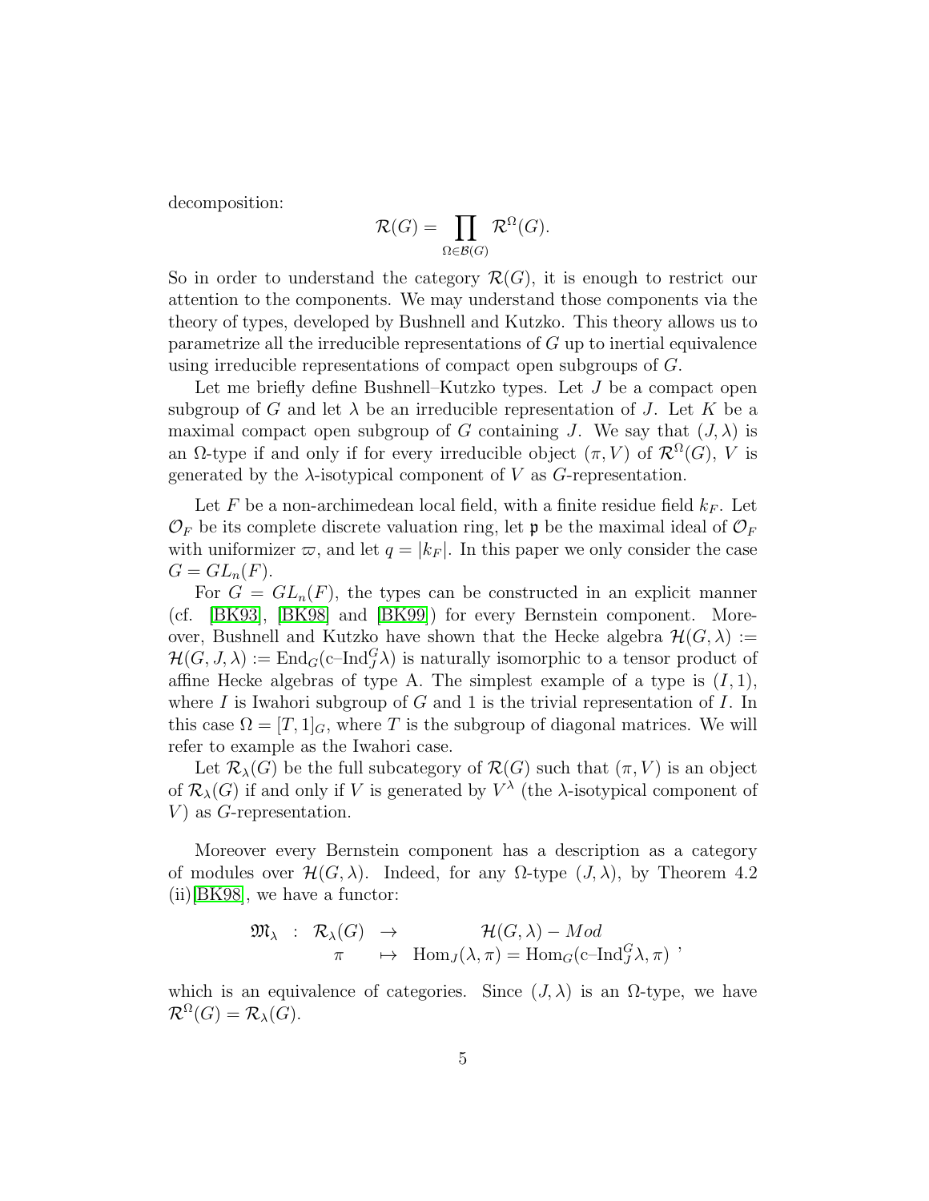decomposition:

$$\mathcal{R}(G) = \prod_{\Omega \in \mathcal{B}(G)} \mathcal{R}^{\Omega}(G).$$

So in order to understand the category $\mathcal{R}(G)$, it is enough to restrict our attention to the components. We may understand those components via the theory of types, developed by Bushnell and Kutzko. This theory allows us to parametrize all the irreducible representations of $G$ up to inertial equivalence using irreducible representations of compact open subgroups of $G$.

Let me briefly define Bushnell–Kutzko types. Let $J$ be a compact open subgroup of $G$ and let $\lambda$ be an irreducible representation of $J$. Let $K$ be a maximal compact open subgroup of $G$ containing $J$. We say that $(J, \lambda)$ is an $\Omega$-type if and only if for every irreducible object $(\pi, V)$ of $\mathcal{R}^{\Omega}(G)$, $V$ is generated by the $\lambda$-isotypical component of $V$ as $G$-representation.

Let $F$ be a non-archimedean local field, with a finite residue field $k_F$. Let $\mathcal{O}_F$ be its complete discrete valuation ring, let $\mathfrak{p}$ be the maximal ideal of $\mathcal{O}_F$ with uniformizer $\varpi$, and let $q = |k_F|$. In this paper we only consider the case $G = GL_n(F)$.

For $G = GL_n(F)$, the types can be constructed in an explicit manner (cf. [BK93], [BK98] and [BK99]) for every Bernstein component. Moreover, Bushnell and Kutzko have shown that the Hecke algebra $\mathcal{H}(G, \lambda) := \mathcal{H}(G, J, \lambda) := \mathrm{End}_G(\text{c–Ind}_J^G \lambda)$ is naturally isomorphic to a tensor product of affine Hecke algebras of type A. The simplest example of a type is $(I, 1)$, where $I$ is Iwahori subgroup of $G$ and 1 is the trivial representation of $I$. In this case $\Omega = [T, 1]_G$, where $T$ is the subgroup of diagonal matrices. We will refer to example as the Iwahori case.

Let $\mathcal{R}_\lambda(G)$ be the full subcategory of $\mathcal{R}(G)$ such that $(\pi, V)$ is an object of $\mathcal{R}_\lambda(G)$ if and only if $V$ is generated by $V^\lambda$ (the $\lambda$-isotypical component of $V$) as $G$-representation.

Moreover every Bernstein component has a description as a category of modules over $\mathcal{H}(G, \lambda)$. Indeed, for any $\Omega$-type $(J, \lambda)$, by Theorem 4.2 (ii)[BK98], we have a functor:

$$\begin{array}{cccc} \mathfrak{M}_\lambda & : & \mathcal{R}_\lambda(G) & \to & \mathcal{H}(G, \lambda) - Mod \\ & & \pi & \mapsto & \mathrm{Hom}_J(\lambda, \pi) = \mathrm{Hom}_G(\text{c–Ind}_J^G \lambda, \pi) \end{array},$$

which is an equivalence of categories. Since $(J, \lambda)$ is an $\Omega$-type, we have $\mathcal{R}^{\Omega}(G) = \mathcal{R}_\lambda(G)$.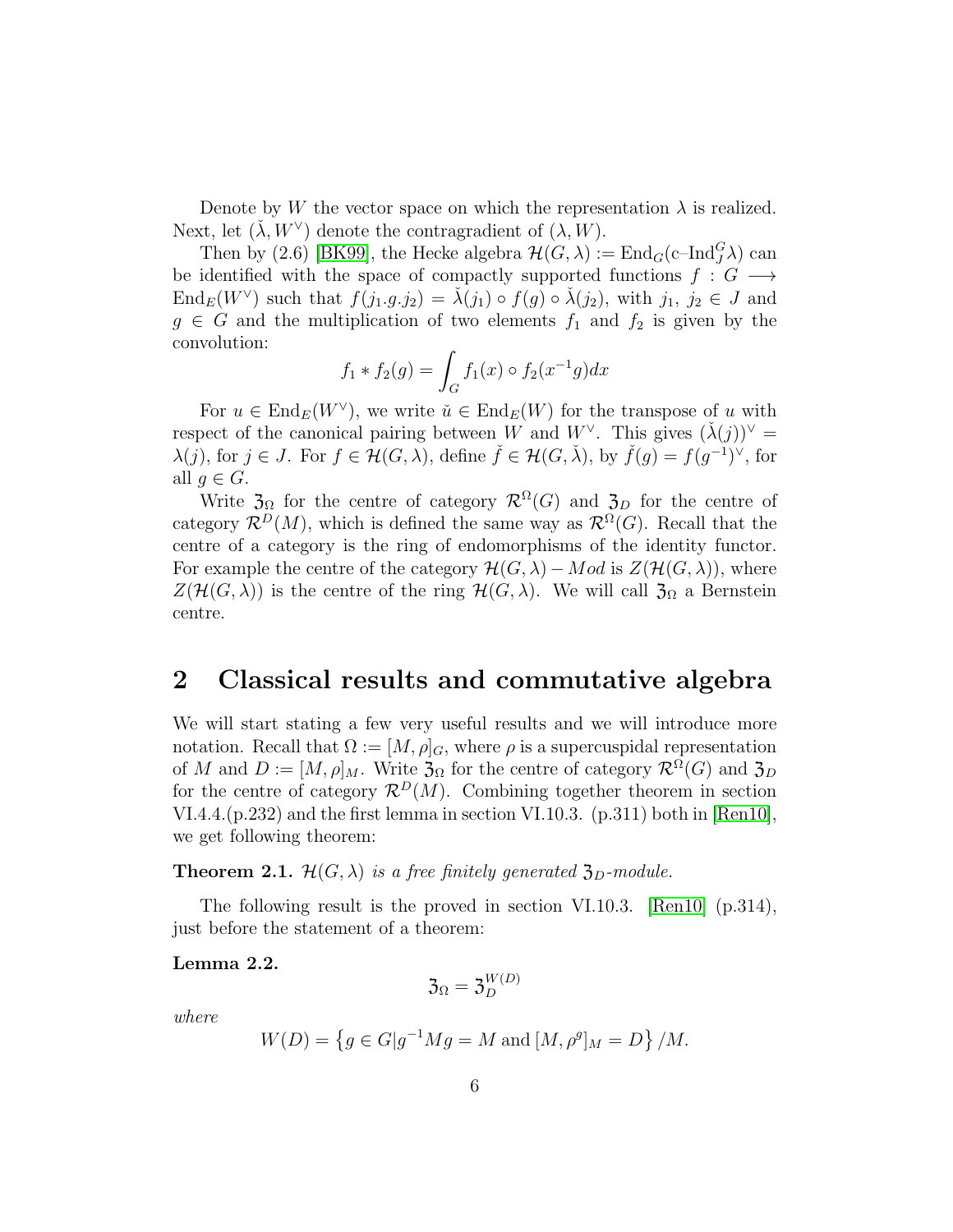Denote by $W$ the vector space on which the representation $\lambda$ is realized. Next, let $(\check{\lambda}, W^\vee)$ denote the contragradient of $(\lambda, W)$.

Then by (2.6) [BK99], the Hecke algebra $\mathcal{H}(G,\lambda) := \mathrm{End}_G(\text{c–Ind}_J^G \lambda)$ can be identified with the space of compactly supported functions $f : G \longrightarrow \mathrm{End}_E(W^\vee)$ such that $f(j_1.g.j_2) = \check{\lambda}(j_1) \circ f(g) \circ \check{\lambda}(j_2)$, with $j_1$, $j_2 \in J$ and $g \in G$ and the multiplication of two elements $f_1$ and $f_2$ is given by the convolution:

$$f_1 * f_2(g) = \int_G f_1(x) \circ f_2(x^{-1}g)dx$$

For $u \in \mathrm{End}_E(W^\vee)$, we write $\check{u} \in \mathrm{End}_E(W)$ for the transpose of $u$ with respect of the canonical pairing between $W$ and $W^\vee$. This gives $(\check{\lambda}(j))^\vee = \lambda(j)$, for $j \in J$. For $f \in \mathcal{H}(G,\lambda)$, define $\check{f} \in \mathcal{H}(G,\check{\lambda})$, by $\check{f}(g) = f(g^{-1})^\vee$, for all $g \in G$.

Write $\mathfrak{Z}_\Omega$ for the centre of category $\mathcal{R}^\Omega(G)$ and $\mathfrak{Z}_D$ for the centre of category $\mathcal{R}^D(M)$, which is defined the same way as $\mathcal{R}^\Omega(G)$. Recall that the centre of a category is the ring of endomorphisms of the identity functor. For example the centre of the category $\mathcal{H}(G,\lambda) - Mod$ is $Z(\mathcal{H}(G,\lambda))$, where $Z(\mathcal{H}(G,\lambda))$ is the centre of the ring $\mathcal{H}(G,\lambda)$. We will call $\mathfrak{Z}_\Omega$ a Bernstein centre.

## 2 Classical results and commutative algebra

We will start stating a few very useful results and we will introduce more notation. Recall that $\Omega := [M,\rho]_G$, where $\rho$ is a supercuspidal representation of $M$ and $D := [M,\rho]_M$. Write $\mathfrak{Z}_\Omega$ for the centre of category $\mathcal{R}^\Omega(G)$ and $\mathfrak{Z}_D$ for the centre of category $\mathcal{R}^D(M)$. Combining together theorem in section VI.4.4.(p.232) and the first lemma in section VI.10.3. (p.311) both in [Ren10], we get following theorem:

**Theorem 2.1.** *$\mathcal{H}(G,\lambda)$ is a free finitely generated $\mathfrak{Z}_D$-module.*

The following result is the proved in section VI.10.3. [Ren10] (p.314), just before the statement of a theorem:

**Lemma 2.2.**

$$\mathfrak{Z}_\Omega = \mathfrak{Z}_D^{W(D)}$$

*where*

$$W(D) = \left\{ g \in G | g^{-1}Mg = M \text{ and } [M,\rho^g]_M = D \right\} / M.$$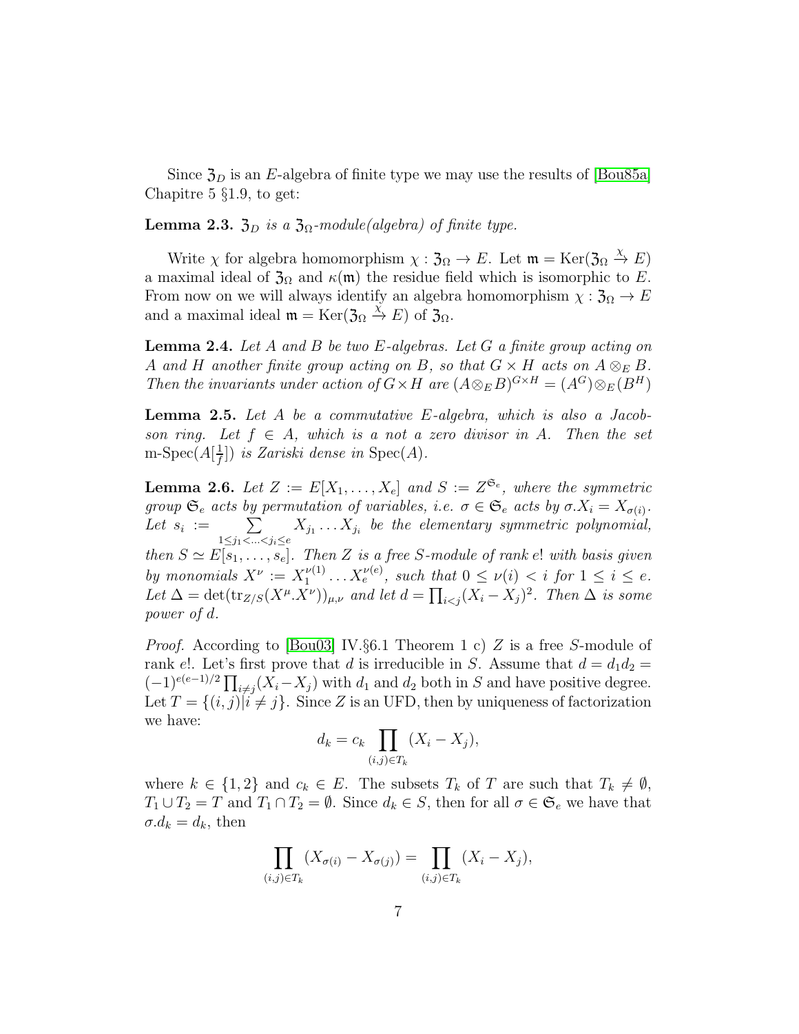Since $\mathfrak{Z}_D$ is an $E$-algebra of finite type we may use the results of [Bou85a] Chapitre 5 §1.9, to get:

**Lemma 2.3.** *$\mathfrak{Z}_D$ is a $\mathfrak{Z}_\Omega$-module(algebra) of finite type.*

Write $\chi$ for algebra homomorphism $\chi : \mathfrak{Z}_\Omega \to E$. Let $\mathfrak{m} = \mathrm{Ker}(\mathfrak{Z}_\Omega \xrightarrow{\chi} E)$ a maximal ideal of $\mathfrak{Z}_\Omega$ and $\kappa(\mathfrak{m})$ the residue field which is isomorphic to $E$. From now on we will always identify an algebra homomorphism $\chi : \mathfrak{Z}_\Omega \to E$ and a maximal ideal $\mathfrak{m} = \mathrm{Ker}(\mathfrak{Z}_\Omega \xrightarrow{\chi} E)$ of $\mathfrak{Z}_\Omega$.

**Lemma 2.4.** *Let $A$ and $B$ be two $E$-algebras. Let $G$ a finite group acting on $A$ and $H$ another finite group acting on $B$, so that $G \times H$ acts on $A \otimes_E B$. Then the invariants under action of $G \times H$ are $(A \otimes_E B)^{G \times H} = (A^G) \otimes_E (B^H)$*

**Lemma 2.5.** *Let $A$ be a commutative $E$-algebra, which is also a Jacobson ring. Let $f \in A$, which is a not a zero divisor in $A$. Then the set $\text{m-Spec}(A[\frac{1}{f}])$ is Zariski dense in $\mathrm{Spec}(A)$.*

**Lemma 2.6.** *Let $Z := E[X_1, \ldots, X_e]$ and $S := Z^{\mathfrak{S}_e}$, where the symmetric group $\mathfrak{S}_e$ acts by permutation of variables, i.e. $\sigma \in \mathfrak{S}_e$ acts by $\sigma.X_i = X_{\sigma(i)}$. Let $s_i := \sum\limits_{1 \le j_1 < \ldots < j_i \le e} X_{j_1} \ldots X_{j_i}$ be the elementary symmetric polynomial, then $S \simeq E[s_1, \ldots, s_e]$. Then $Z$ is a free $S$-module of rank $e!$ with basis given by monomials $X^\nu := X_1^{\nu(1)} \ldots X_e^{\nu(e)}$, such that $0 \le \nu(i) < i$ for $1 \le i \le e$. Let $\Delta = \det(\mathrm{tr}_{Z/S}(X^\mu.X^\nu))_{\mu,\nu}$ and let $d = \prod_{i<j}(X_i - X_j)^2$. Then $\Delta$ is some power of $d$.*

*Proof.* According to [Bou03] IV.§6.1 Theorem 1 c) $Z$ is a free $S$-module of rank $e!$. Let's first prove that $d$ is irreducible in $S$. Assume that $d = d_1 d_2 = (-1)^{e(e-1)/2} \prod_{i \neq j}(X_i - X_j)$ with $d_1$ and $d_2$ both in $S$ and have positive degree. Let $T = \{(i,j) | i \neq j\}$. Since $Z$ is an UFD, then by uniqueness of factorization we have:

$$d_k = c_k \prod_{(i,j) \in T_k} (X_i - X_j),$$

where $k \in \{1, 2\}$ and $c_k \in E$. The subsets $T_k$ of $T$ are such that $T_k \neq \emptyset$, $T_1 \cup T_2 = T$ and $T_1 \cap T_2 = \emptyset$. Since $d_k \in S$, then for all $\sigma \in \mathfrak{S}_e$ we have that $\sigma.d_k = d_k$, then

$$\prod_{(i,j) \in T_k} (X_{\sigma(i)} - X_{\sigma(j)}) = \prod_{(i,j) \in T_k} (X_i - X_j),$$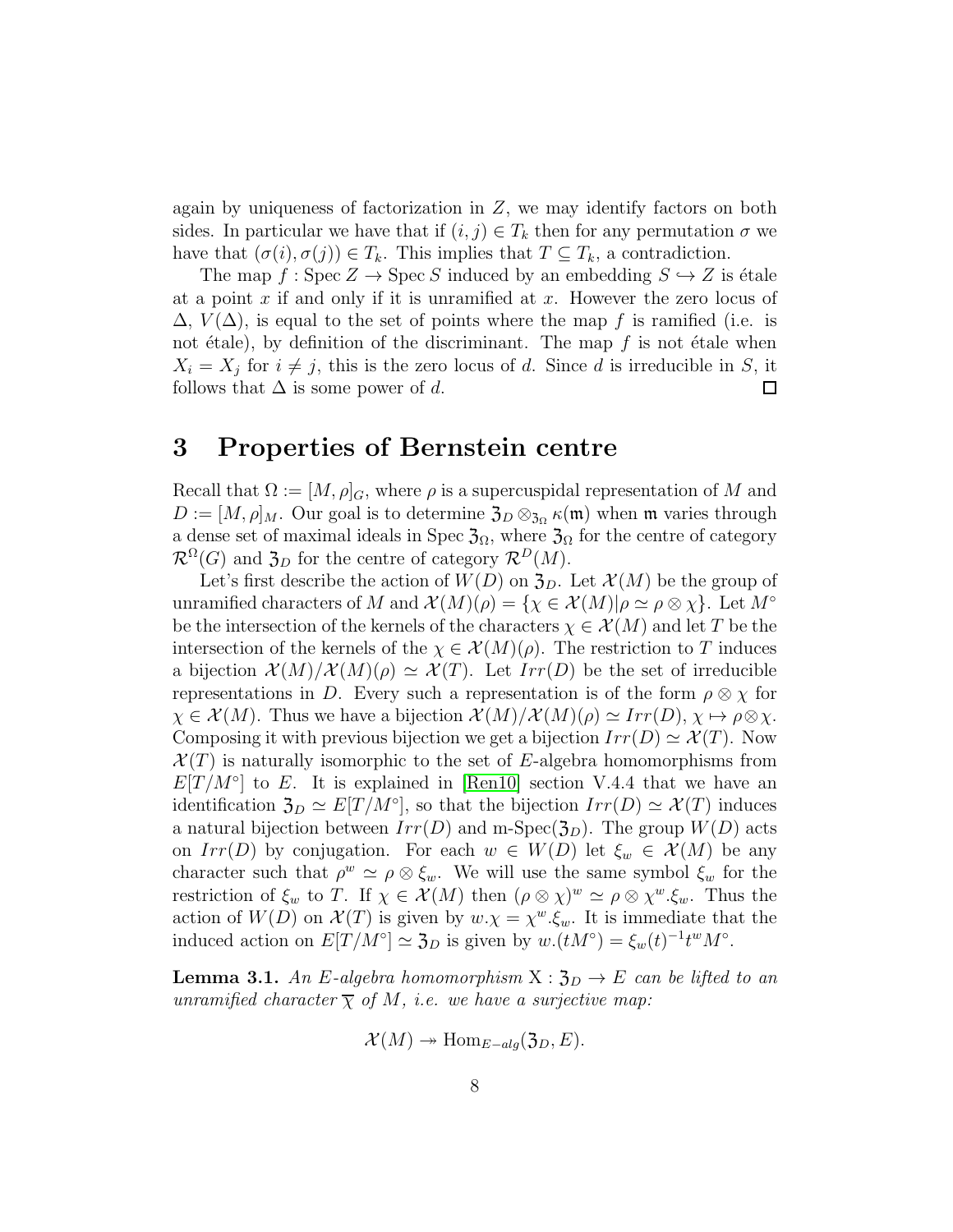again by uniqueness of factorization in $Z$, we may identify factors on both sides. In particular we have that if $(i, j) \in T_k$ then for any permutation $\sigma$ we have that $(\sigma(i), \sigma(j)) \in T_k$. This implies that $T \subseteq T_k$, a contradiction.

The map $f : \operatorname{Spec} Z \to \operatorname{Spec} S$ induced by an embedding $S \hookrightarrow Z$ is étale at a point $x$ if and only if it is unramified at $x$. However the zero locus of $\Delta$, $V(\Delta)$, is equal to the set of points where the map $f$ is ramified (i.e. is not étale), by definition of the discriminant. The map $f$ is not étale when $X_i = X_j$ for $i \neq j$, this is the zero locus of $d$. Since $d$ is irreducible in $S$, it follows that $\Delta$ is some power of $d$. $\square$

# 3 Properties of Bernstein centre

Recall that $\Omega := [M, \rho]_G$, where $\rho$ is a supercuspidal representation of $M$ and $D := [M, \rho]_M$. Our goal is to determine $\mathfrak{Z}_D \otimes_{\mathfrak{Z}_\Omega} \kappa(\mathfrak{m})$ when $\mathfrak{m}$ varies through a dense set of maximal ideals in $\operatorname{Spec} \mathfrak{Z}_\Omega$, where $\mathfrak{Z}_\Omega$ for the centre of category $\mathcal{R}^\Omega(G)$ and $\mathfrak{Z}_D$ for the centre of category $\mathcal{R}^D(M)$.

Let's first describe the action of $W(D)$ on $\mathfrak{Z}_D$. Let $\mathcal{X}(M)$ be the group of unramified characters of $M$ and $\mathcal{X}(M)(\rho) = \{\chi \in \mathcal{X}(M) | \rho \simeq \rho \otimes \chi\}$. Let $M^\circ$ be the intersection of the kernels of the characters $\chi \in \mathcal{X}(M)$ and let $T$ be the intersection of the kernels of the $\chi \in \mathcal{X}(M)(\rho)$. The restriction to $T$ induces a bijection $\mathcal{X}(M)/\mathcal{X}(M)(\rho) \simeq \mathcal{X}(T)$. Let $Irr(D)$ be the set of irreducible representations in $D$. Every such a representation is of the form $\rho \otimes \chi$ for $\chi \in \mathcal{X}(M)$. Thus we have a bijection $\mathcal{X}(M)/\mathcal{X}(M)(\rho) \simeq Irr(D)$, $\chi \mapsto \rho \otimes \chi$. Composing it with previous bijection we get a bijection $Irr(D) \simeq \mathcal{X}(T)$. Now $\mathcal{X}(T)$ is naturally isomorphic to the set of $E$-algebra homomorphisms from $E[T/M^\circ]$ to $E$. It is explained in [Ren10] section V.4.4 that we have an identification $\mathfrak{Z}_D \simeq E[T/M^\circ]$, so that the bijection $Irr(D) \simeq \mathcal{X}(T)$ induces a natural bijection between $Irr(D)$ and m-Spec($\mathfrak{Z}_D$). The group $W(D)$ acts on $Irr(D)$ by conjugation. For each $w \in W(D)$ let $\xi_w \in \mathcal{X}(M)$ be any character such that $\rho^w \simeq \rho \otimes \xi_w$. We will use the same symbol $\xi_w$ for the restriction of $\xi_w$ to $T$. If $\chi \in \mathcal{X}(M)$ then $(\rho \otimes \chi)^w \simeq \rho \otimes \chi^w.\xi_w$. Thus the action of $W(D)$ on $\mathcal{X}(T)$ is given by $w.\chi = \chi^w.\xi_w$. It is immediate that the induced action on $E[T/M^\circ] \simeq \mathfrak{Z}_D$ is given by $w.(tM^\circ) = \xi_w(t)^{-1} t^w M^\circ$.

**Lemma 3.1.** *An $E$-algebra homomorphism $\mathrm{X} : \mathfrak{Z}_D \to E$ can be lifted to an unramified character $\overline{\chi}$ of $M$, i.e. we have a surjective map:*

$$\mathcal{X}(M) \twoheadrightarrow \operatorname{Hom}_{E-alg}(\mathfrak{Z}_D, E).$$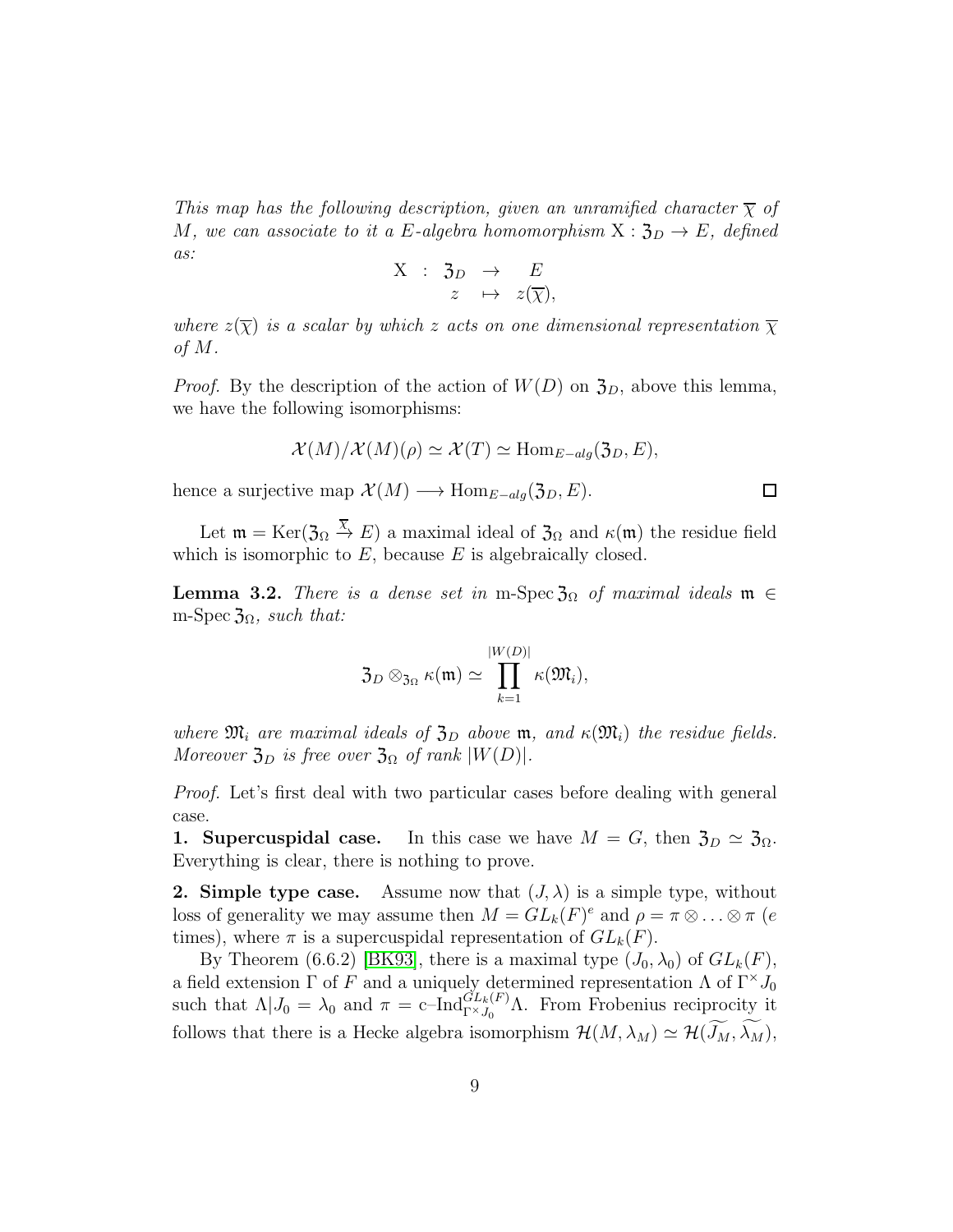*This map has the following description, given an unramified character $\overline{\chi}$ of $M$, we can associate to it a $E$-algebra homomorphism $\mathrm{X} : \mathfrak{Z}_D \to E$, defined as:*

$$\begin{array}{rccc} \mathrm{X} & : & \mathfrak{Z}_D & \to & E \\ & & z & \mapsto & z(\overline{\chi}), \end{array}$$

*where $z(\overline{\chi})$ is a scalar by which $z$ acts on one dimensional representation $\overline{\chi}$ of $M$.*

*Proof.* By the description of the action of $W(D)$ on $\mathfrak{Z}_D$, above this lemma, we have the following isomorphisms:

$$\mathcal{X}(M)/\mathcal{X}(M)(\rho) \simeq \mathcal{X}(T) \simeq \mathrm{Hom}_{E-alg}(\mathfrak{Z}_D, E),$$

hence a surjective map $\mathcal{X}(M) \longrightarrow \mathrm{Hom}_{E-alg}(\mathfrak{Z}_D, E)$. ∎

Let $\mathfrak{m} = \mathrm{Ker}(\mathfrak{Z}_\Omega \xrightarrow{\overline{\chi}} E)$ a maximal ideal of $\mathfrak{Z}_\Omega$ and $\kappa(\mathfrak{m})$ the residue field which is isomorphic to $E$, because $E$ is algebraically closed.

**Lemma 3.2.** *There is a dense set in* $\text{m-Spec}\, \mathfrak{Z}_\Omega$ *of maximal ideals* $\mathfrak{m} \in \text{m-Spec}\, \mathfrak{Z}_\Omega$*, such that:*

$$\mathfrak{Z}_D \otimes_{\mathfrak{Z}_\Omega} \kappa(\mathfrak{m}) \simeq \prod_{k=1}^{|W(D)|} \kappa(\mathfrak{M}_i),$$

*where $\mathfrak{M}_i$ are maximal ideals of $\mathfrak{Z}_D$ above $\mathfrak{m}$, and $\kappa(\mathfrak{M}_i)$ the residue fields. Moreover $\mathfrak{Z}_D$ is free over $\mathfrak{Z}_\Omega$ of rank $|W(D)|$.*

*Proof.* Let's first deal with two particular cases before dealing with general case.

**1. Supercuspidal case.** In this case we have $M = G$, then $\mathfrak{Z}_D \simeq \mathfrak{Z}_\Omega$. Everything is clear, there is nothing to prove.

**2. Simple type case.** Assume now that $(J, \lambda)$ is a simple type, without loss of generality we may assume then $M = GL_k(F)^e$ and $\rho = \pi \otimes \ldots \otimes \pi$ ($e$ times), where $\pi$ is a supercuspidal representation of $GL_k(F)$.

By Theorem (6.6.2) [BK93], there is a maximal type $(J_0, \lambda_0)$ of $GL_k(F)$, a field extension $\Gamma$ of $F$ and a uniquely determined representation $\Lambda$ of $\Gamma^\times J_0$ such that $\Lambda | J_0 = \lambda_0$ and $\pi = \text{c–Ind}_{\Gamma^\times J_0}^{GL_k(F)} \Lambda$. From Frobenius reciprocity it follows that there is a Hecke algebra isomorphism $\mathcal{H}(M, \lambda_M) \simeq \mathcal{H}(\widetilde{J_M}, \widetilde{\lambda_M})$,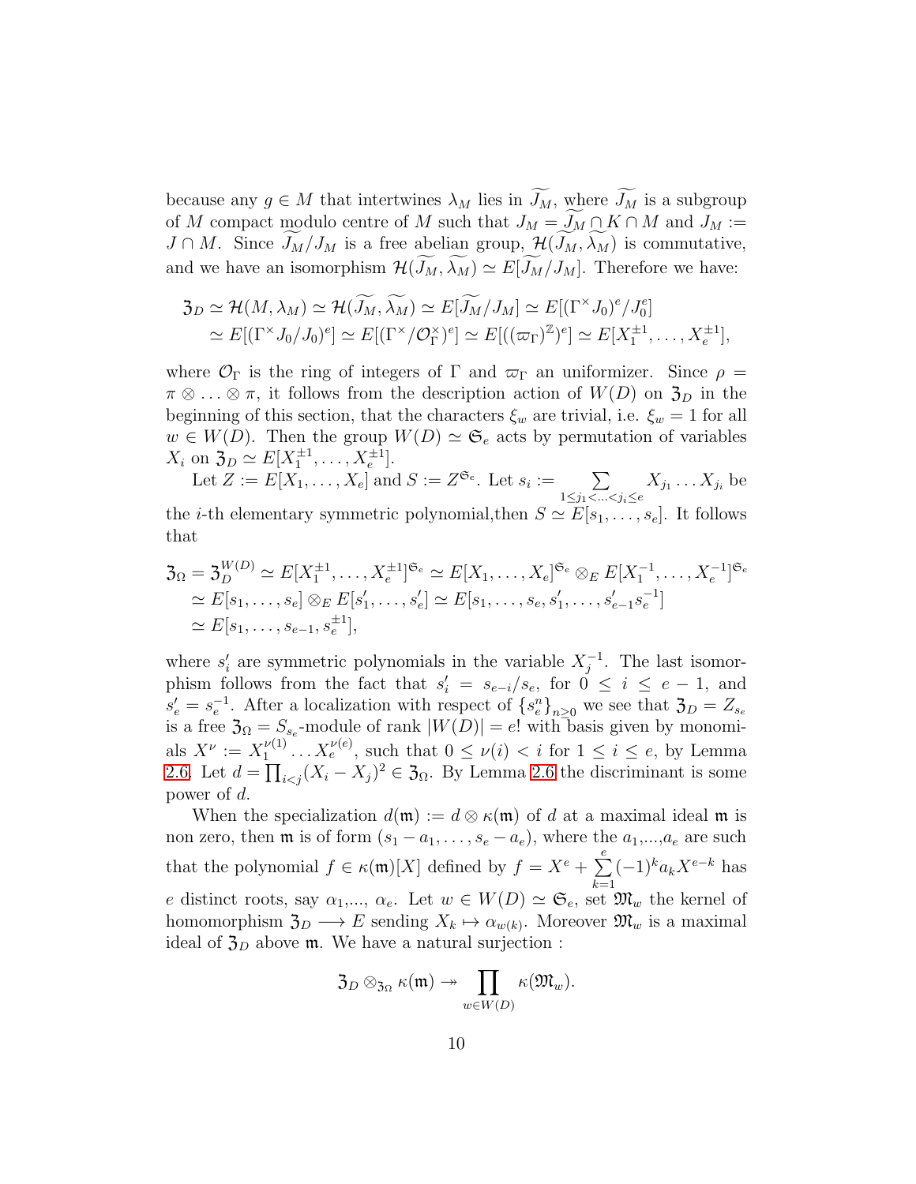because any $g \in M$ that intertwines $\lambda_M$ lies in $\widetilde{J_M}$, where $\widetilde{J_M}$ is a subgroup of $M$ compact modulo centre of $M$ such that $J_M = \widetilde{J_M} \cap K \cap M$ and $J_M := J \cap M$. Since $\widetilde{J_M}/J_M$ is a free abelian group, $\mathcal{H}(\widetilde{J_M}, \widetilde{\lambda_M})$ is commutative, and we have an isomorphism $\mathcal{H}(\widetilde{J_M}, \widetilde{\lambda_M}) \simeq E[\widetilde{J_M}/J_M]$. Therefore we have:

$$
\begin{aligned}
\mathfrak{Z}_D &\simeq \mathcal{H}(M, \lambda_M) \simeq \mathcal{H}(\widetilde{J_M}, \widetilde{\lambda_M}) \simeq E[\widetilde{J_M}/J_M] \simeq E[(\Gamma^\times J_0)^e/J_0^e] \\
&\simeq E[(\Gamma^\times J_0/J_0)^e] \simeq E[(\Gamma^\times/\mathcal{O}_\Gamma^\times)^e] \simeq E[((\varpi_\Gamma)^{\mathbb{Z}})^e] \simeq E[X_1^{\pm 1}, \ldots, X_e^{\pm 1}],
\end{aligned}
$$

where $\mathcal{O}_\Gamma$ is the ring of integers of $\Gamma$ and $\varpi_\Gamma$ an uniformizer. Since $\rho = \pi \otimes \ldots \otimes \pi$, it follows from the description action of $W(D)$ on $\mathfrak{Z}_D$ in the beginning of this section, that the characters $\xi_w$ are trivial, i.e. $\xi_w = 1$ for all $w \in W(D)$. Then the group $W(D) \simeq \mathfrak{S}_e$ acts by permutation of variables $X_i$ on $\mathfrak{Z}_D \simeq E[X_1^{\pm 1}, \ldots, X_e^{\pm 1}]$.

Let $Z := E[X_1, \ldots, X_e]$ and $S := Z^{\mathfrak{S}_e}$. Let $s_i := \sum_{1 \leq j_1 < \ldots < j_i \leq e} X_{j_1} \ldots X_{j_i}$ be the $i$-th elementary symmetric polynomial,then $S \simeq E[s_1, \ldots, s_e]$. It follows that

$$
\begin{aligned}
\mathfrak{Z}_\Omega = \mathfrak{Z}_D^{W(D)} &\simeq E[X_1^{\pm 1}, \ldots, X_e^{\pm 1}]^{\mathfrak{S}_e} \simeq E[X_1, \ldots, X_e]^{\mathfrak{S}_e} \otimes_E E[X_1^{-1}, \ldots, X_e^{-1}]^{\mathfrak{S}_e} \\
&\simeq E[s_1, \ldots, s_e] \otimes_E E[s'_1, \ldots, s'_e] \simeq E[s_1, \ldots, s_e, s'_1, \ldots, s'_{e-1} s_e^{-1}] \\
&\simeq E[s_1, \ldots, s_{e-1}, s_e^{\pm 1}],
\end{aligned}
$$

where $s'_i$ are symmetric polynomials in the variable $X_j^{-1}$. The last isomorphism follows from the fact that $s'_i = s_{e-i}/s_e$, for $0 \leq i \leq e-1$, and $s'_e = s_e^{-1}$. After a localization with respect of $\{s_e^n\}_{n \geq 0}$ we see that $\mathfrak{Z}_D = Z_{s_e}$ is a free $\mathfrak{Z}_\Omega = S_{s_e}$-module of rank $|W(D)| = e!$ with basis given by monomials $X^\nu := X_1^{\nu(1)} \ldots X_e^{\nu(e)}$, such that $0 \leq \nu(i) < i$ for $1 \leq i \leq e$, by Lemma 2.6. Let $d = \prod_{i<j}(X_i - X_j)^2 \in \mathfrak{Z}_\Omega$. By Lemma 2.6 the discriminant is some power of $d$.

When the specialization $d(\mathfrak{m}) := d \otimes \kappa(\mathfrak{m})$ of $d$ at a maximal ideal $\mathfrak{m}$ is non zero, then $\mathfrak{m}$ is of form $(s_1 - a_1, \ldots, s_e - a_e)$, where the $a_1$,...,$a_e$ are such that the polynomial $f \in \kappa(\mathfrak{m})[X]$ defined by $f = X^e + \sum_{k=1}^{e} (-1)^k a_k X^{e-k}$ has $e$ distinct roots, say $\alpha_1$,..., $\alpha_e$. Let $w \in W(D) \simeq \mathfrak{S}_e$, set $\mathfrak{M}_w$ the kernel of homomorphism $\mathfrak{Z}_D \longrightarrow E$ sending $X_k \mapsto \alpha_{w(k)}$. Moreover $\mathfrak{M}_w$ is a maximal ideal of $\mathfrak{Z}_D$ above $\mathfrak{m}$. We have a natural surjection :

$$
\mathfrak{Z}_D \otimes_{\mathfrak{Z}_\Omega} \kappa(\mathfrak{m}) \twoheadrightarrow \prod_{w \in W(D)} \kappa(\mathfrak{M}_w).
$$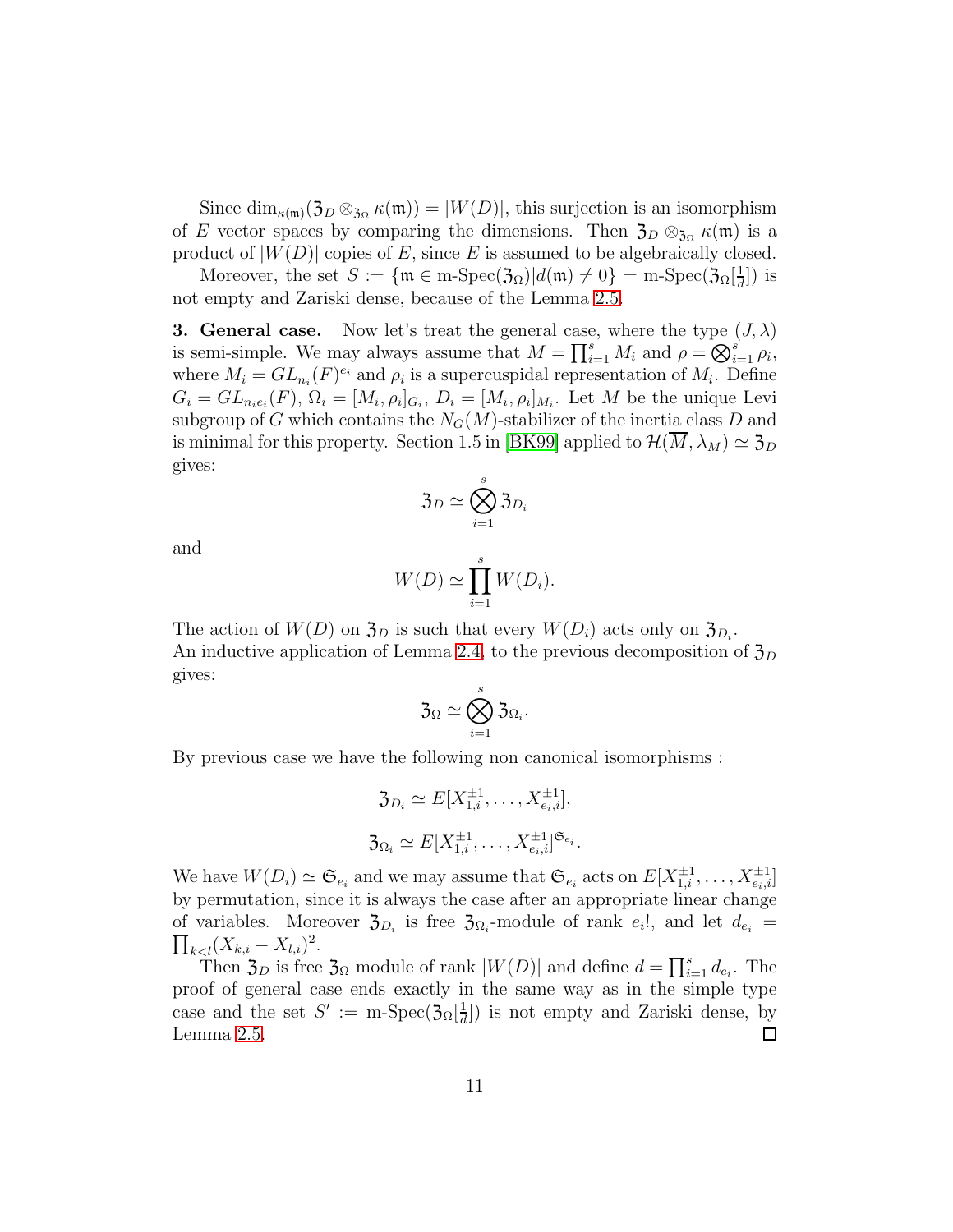Since $\dim_{\kappa(\mathfrak{m})}(\mathfrak{Z}_D \otimes_{\mathfrak{Z}_\Omega} \kappa(\mathfrak{m})) = |W(D)|$, this surjection is an isomorphism of $E$ vector spaces by comparing the dimensions. Then $\mathfrak{Z}_D \otimes_{\mathfrak{Z}_\Omega} \kappa(\mathfrak{m})$ is a product of $|W(D)|$ copies of $E$, since $E$ is assumed to be algebraically closed.

Moreover, the set $S := \{\mathfrak{m} \in \text{m-Spec}(\mathfrak{Z}_\Omega) | d(\mathfrak{m}) \neq 0\} = \text{m-Spec}(\mathfrak{Z}_\Omega[\frac{1}{d}])$ is not empty and Zariski dense, because of the Lemma 2.5.

**3. General case.** Now let's treat the general case, where the type $(J, \lambda)$ is semi-simple. We may always assume that $M = \prod_{i=1}^{s} M_i$ and $\rho = \bigotimes_{i=1}^{s} \rho_i$, where $M_i = GL_{n_i}(F)^{e_i}$ and $\rho_i$ is a supercuspidal representation of $M_i$. Define $G_i = GL_{n_i e_i}(F)$, $\Omega_i = [M_i, \rho_i]_{G_i}$, $D_i = [M_i, \rho_i]_{M_i}$. Let $\overline{M}$ be the unique Levi subgroup of $G$ which contains the $N_G(M)$-stabilizer of the inertia class $D$ and is minimal for this property. Section 1.5 in [BK99] applied to $\mathcal{H}(\overline{M}, \lambda_M) \simeq \mathfrak{Z}_D$ gives:

$$\mathfrak{Z}_D \simeq \bigotimes_{i=1}^{s} \mathfrak{Z}_{D_i}$$

and

$$W(D) \simeq \prod_{i=1}^{s} W(D_i).$$

The action of $W(D)$ on $\mathfrak{Z}_D$ is such that every $W(D_i)$ acts only on $\mathfrak{Z}_{D_i}$.
An inductive application of Lemma 2.4, to the previous decomposition of $\mathfrak{Z}_D$ gives:

$$\mathfrak{Z}_\Omega \simeq \bigotimes_{i=1}^{s} \mathfrak{Z}_{\Omega_i}.$$

By previous case we have the following non canonical isomorphisms :

$$\mathfrak{Z}_{D_i} \simeq E[X_{1,i}^{\pm 1}, \ldots, X_{e_i,i}^{\pm 1}],$$

$$\mathfrak{Z}_{\Omega_i} \simeq E[X_{1,i}^{\pm 1}, \ldots, X_{e_i,i}^{\pm 1}]^{\mathfrak{S}_{e_i}}.$$

We have $W(D_i) \simeq \mathfrak{S}_{e_i}$ and we may assume that $\mathfrak{S}_{e_i}$ acts on $E[X_{1,i}^{\pm 1}, \ldots, X_{e_i,i}^{\pm 1}]$ by permutation, since it is always the case after an appropriate linear change of variables. Moreover $\mathfrak{Z}_{D_i}$ is free $\mathfrak{Z}_{\Omega_i}$-module of rank $e_i!$, and let $d_{e_i} = \prod_{k<l}(X_{k,i} - X_{l,i})^2$.

Then $\mathfrak{Z}_D$ is free $\mathfrak{Z}_\Omega$ module of rank $|W(D)|$ and define $d = \prod_{i=1}^{s} d_{e_i}$. The proof of general case ends exactly in the same way as in the simple type case and the set $S' := \text{m-Spec}(\mathfrak{Z}_\Omega[\frac{1}{d}])$ is not empty and Zariski dense, by Lemma 2.5. $\square$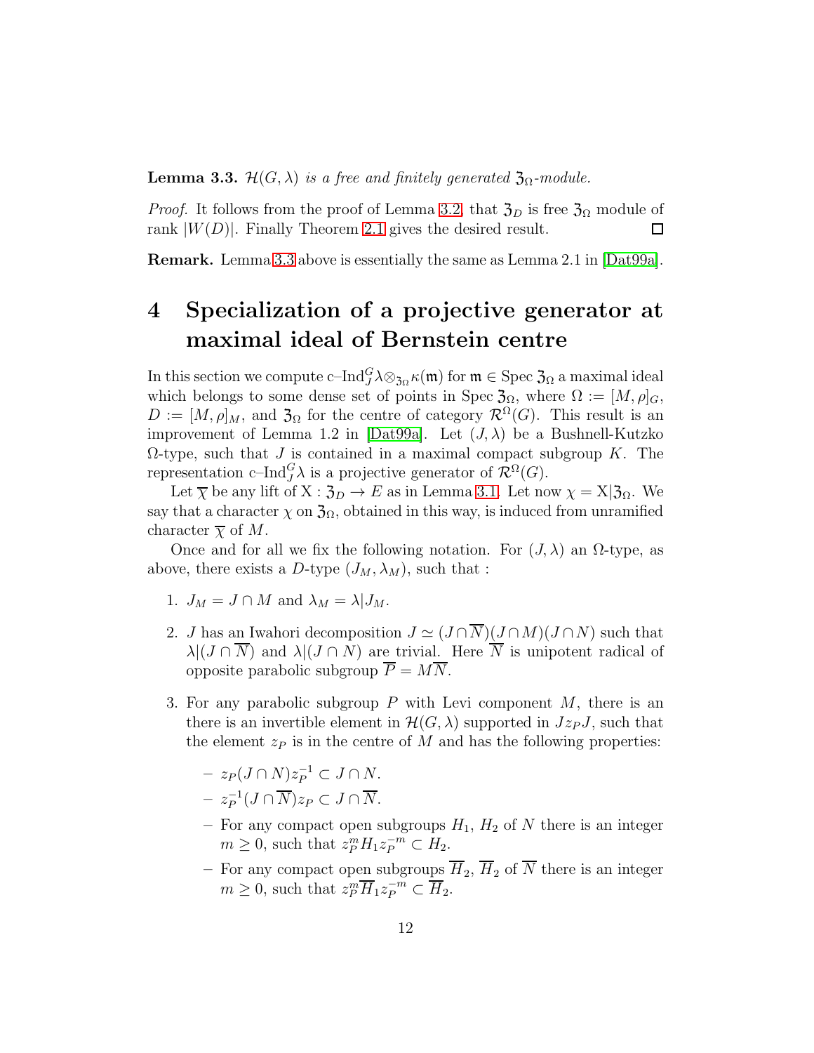**Lemma 3.3.** *$\mathcal{H}(G,\lambda)$ is a free and finitely generated $\mathfrak{Z}_\Omega$-module.*

*Proof.* It follows from the proof of Lemma 3.2, that $\mathfrak{Z}_D$ is free $\mathfrak{Z}_\Omega$ module of rank $|W(D)|$. Finally Theorem 2.1 gives the desired result. □

**Remark.** Lemma 3.3 above is essentially the same as Lemma 2.1 in [Dat99a].

# 4 Specialization of a projective generator at maximal ideal of Bernstein centre

In this section we compute $\text{c–Ind}_J^G\lambda\otimes_{\mathfrak{Z}_\Omega}\kappa(\mathfrak{m})$ for $\mathfrak{m}\in\text{Spec }\mathfrak{Z}_\Omega$ a maximal ideal which belongs to some dense set of points in $\text{Spec }\mathfrak{Z}_\Omega$, where $\Omega := [M,\rho]_G$, $D := [M,\rho]_M$, and $\mathfrak{Z}_\Omega$ for the centre of category $\mathcal{R}^\Omega(G)$. This result is an improvement of Lemma 1.2 in [Dat99a]. Let $(J,\lambda)$ be a Bushnell-Kutzko $\Omega$-type, such that $J$ is contained in a maximal compact subgroup $K$. The representation $\text{c–Ind}_J^G\lambda$ is a projective generator of $\mathcal{R}^\Omega(G)$.

Let $\overline{\chi}$ be any lift of $\mathrm{X} : \mathfrak{Z}_D \to E$ as in Lemma 3.1. Let now $\chi = \mathrm{X}|\mathfrak{Z}_\Omega$. We say that a character $\chi$ on $\mathfrak{Z}_\Omega$, obtained in this way, is induced from unramified character $\overline{\chi}$ of $M$.

Once and for all we fix the following notation. For $(J,\lambda)$ an $\Omega$-type, as above, there exists a $D$-type $(J_M,\lambda_M)$, such that :

1. $J_M = J\cap M$ and $\lambda_M = \lambda|J_M$.
2. $J$ has an Iwahori decomposition $J \simeq (J\cap\overline{N})(J\cap M)(J\cap N)$ such that $\lambda|(J\cap\overline{N})$ and $\lambda|(J\cap N)$ are trivial. Here $\overline{N}$ is unipotent radical of opposite parabolic subgroup $\overline{P} = M\overline{N}$.
3. For any parabolic subgroup $P$ with Levi component $M$, there is an there is an invertible element in $\mathcal{H}(G,\lambda)$ supported in $Jz_PJ$, such that the element $z_P$ is in the centre of $M$ and has the following properties:
   - $z_P(J\cap N)z_P^{-1}\subset J\cap N$.
   - $z_P^{-1}(J\cap\overline{N})z_P\subset J\cap\overline{N}$.
   - For any compact open subgroups $H_1$, $H_2$ of $N$ there is an integer $m\geq 0$, such that $z_P^mH_1z_P^{-m}\subset H_2$.
   - For any compact open subgroups $\overline{H}_2$, $\overline{H}_2$ of $\overline{N}$ there is an integer $m\geq 0$, such that $z_P^m\overline{H}_1z_P^{-m}\subset\overline{H}_2$.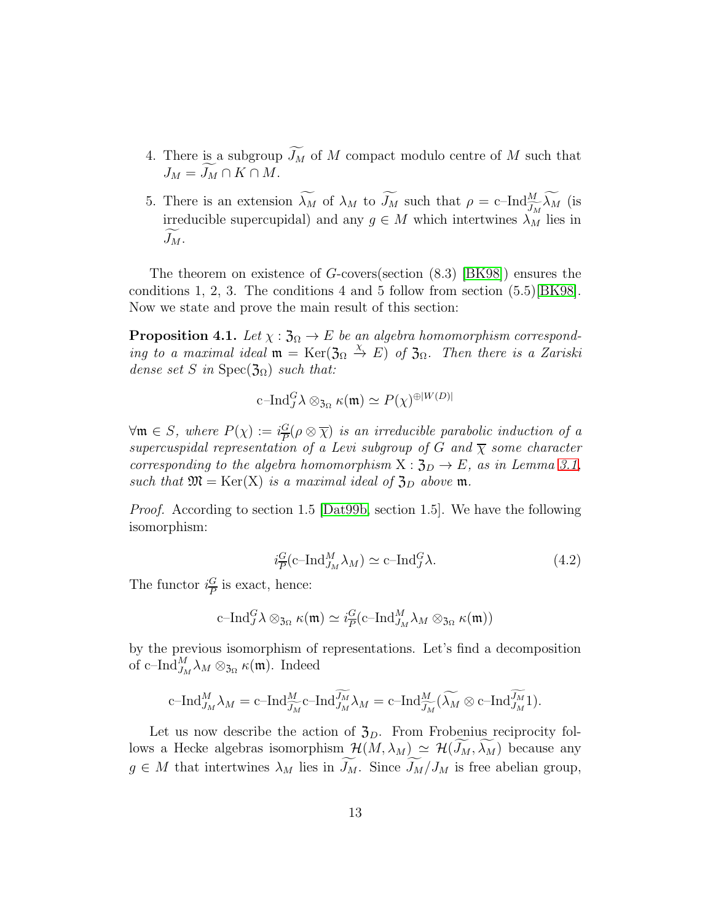4. There is a subgroup $\widetilde{J_M}$ of $M$ compact modulo centre of $M$ such that $J_M = \widetilde{J_M} \cap K \cap M$.

5. There is an extension $\widetilde{\lambda_M}$ of $\lambda_M$ to $\widetilde{J_M}$ such that $\rho = \text{c–Ind}_{\widetilde{J_M}}^M \widetilde{\lambda_M}$ (is irreducible supercupidal) and any $g \in M$ which intertwines $\lambda_M$ lies in $\widetilde{J_M}$.

The theorem on existence of $G$-covers(section (8.3) [BK98]) ensures the conditions 1, 2, 3. The conditions 4 and 5 follow from section (5.5)[BK98]. Now we state and prove the main result of this section:

**Proposition 4.1.** *Let $\chi : \mathfrak{Z}_\Omega \to E$ be an algebra homomorphism corresponding to a maximal ideal $\mathfrak{m} = \text{Ker}(\mathfrak{Z}_\Omega \xrightarrow{\chi} E)$ of $\mathfrak{Z}_\Omega$. Then there is a Zariski dense set $S$ in $\text{Spec}(\mathfrak{Z}_\Omega)$ such that:*

$$\text{c–Ind}_J^G \lambda \otimes_{\mathfrak{Z}_\Omega} \kappa(\mathfrak{m}) \simeq P(\chi)^{\oplus |W(D)|}$$

*$\forall \mathfrak{m} \in S$, where $P(\chi) := i_{\overline{P}}^G(\rho \otimes \overline{\chi})$ is an irreducible parabolic induction of a supercuspidal representation of a Levi subgroup of $G$ and $\overline{\chi}$ some character corresponding to the algebra homomorphism $\mathrm{X} : \mathfrak{Z}_D \to E$, as in Lemma 3.1, such that $\mathfrak{M} = \text{Ker}(\mathrm{X})$ is a maximal ideal of $\mathfrak{Z}_D$ above $\mathfrak{m}$.*

*Proof.* According to section 1.5 [Dat99b, section 1.5]. We have the following isomorphism:

$$i_{\overline{P}}^G(\text{c–Ind}_{J_M}^M \lambda_M) \simeq \text{c–Ind}_J^G \lambda. \tag{4.2}$$

The functor $i_{\overline{P}}^G$ is exact, hence:

$$\text{c–Ind}_J^G \lambda \otimes_{\mathfrak{Z}_\Omega} \kappa(\mathfrak{m}) \simeq i_{\overline{P}}^G(\text{c–Ind}_{J_M}^M \lambda_M \otimes_{\mathfrak{Z}_\Omega} \kappa(\mathfrak{m}))$$

by the previous isomorphism of representations. Let's find a decomposition of $\text{c–Ind}_{J_M}^M \lambda_M \otimes_{\mathfrak{Z}_\Omega} \kappa(\mathfrak{m})$. Indeed

$$\text{c–Ind}_{J_M}^M \lambda_M = \text{c–Ind}_{\widetilde{J_M}}^M \text{c–Ind}_{J_M}^{\widetilde{J_M}} \lambda_M = \text{c–Ind}_{\widetilde{J_M}}^M (\widetilde{\lambda_M} \otimes \text{c–Ind}_{J_M}^{\widetilde{J_M}} 1).$$

Let us now describe the action of $\mathfrak{Z}_D$. From Frobenius reciprocity follows a Hecke algebras isomorphism $\mathcal{H}(M, \lambda_M) \simeq \mathcal{H}(\widetilde{J_M}, \widetilde{\lambda_M})$ because any $g \in M$ that intertwines $\lambda_M$ lies in $\widetilde{J_M}$. Since $\widetilde{J_M}/J_M$ is free abelian group,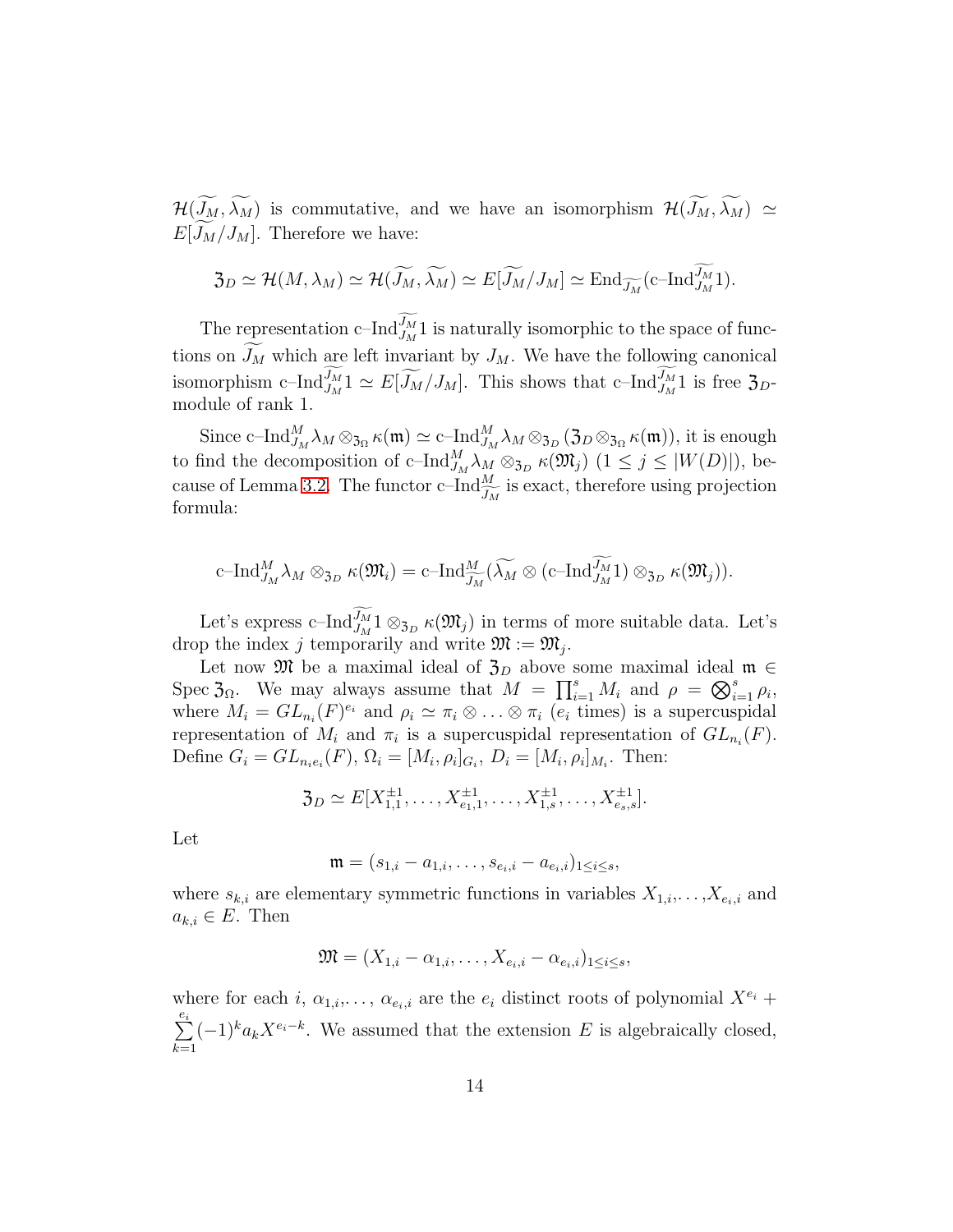$\mathcal{H}(\widetilde{J_M}, \widetilde{\lambda_M})$ is commutative, and we have an isomorphism $\mathcal{H}(\widetilde{J_M}, \widetilde{\lambda_M}) \simeq E[\widetilde{J_M}/J_M]$. Therefore we have:

$$\mathfrak{Z}_D \simeq \mathcal{H}(M, \lambda_M) \simeq \mathcal{H}(\widetilde{J_M}, \widetilde{\lambda_M}) \simeq E[\widetilde{J_M}/J_M] \simeq \mathrm{End}_{\widetilde{J_M}}(\text{c–Ind}_{J_M}^{\widetilde{J_M}} 1).$$

The representation $\text{c–Ind}_{J_M}^{\widetilde{J_M}} 1$ is naturally isomorphic to the space of functions on $\widetilde{J_M}$ which are left invariant by $J_M$. We have the following canonical isomorphism $\text{c–Ind}_{J_M}^{\widetilde{J_M}} 1 \simeq E[\widetilde{J_M}/J_M]$. This shows that $\text{c–Ind}_{J_M}^{\widetilde{J_M}} 1$ is free $\mathfrak{Z}_D$-module of rank 1.

Since $\text{c–Ind}_{J_M}^{M} \lambda_M \otimes_{\mathfrak{Z}_\Omega} \kappa(\mathfrak{m}) \simeq \text{c–Ind}_{J_M}^{M} \lambda_M \otimes_{\mathfrak{Z}_D} (\mathfrak{Z}_D \otimes_{\mathfrak{Z}_\Omega} \kappa(\mathfrak{m}))$, it is enough to find the decomposition of $\text{c–Ind}_{J_M}^{M} \lambda_M \otimes_{\mathfrak{Z}_D} \kappa(\mathfrak{M}_j)$ $(1 \leq j \leq |W(D)|)$, because of Lemma 3.2. The functor $\text{c–Ind}_{\widetilde{J_M}}^{M}$ is exact, therefore using projection formula:

$$\text{c–Ind}_{J_M}^{M} \lambda_M \otimes_{\mathfrak{Z}_D} \kappa(\mathfrak{M}_i) = \text{c–Ind}_{\widetilde{J_M}}^{M} (\widetilde{\lambda_M} \otimes (\text{c–Ind}_{J_M}^{\widetilde{J_M}} 1) \otimes_{\mathfrak{Z}_D} \kappa(\mathfrak{M}_j)).$$

Let's express $\text{c–Ind}_{J_M}^{\widetilde{J_M}} 1 \otimes_{\mathfrak{Z}_D} \kappa(\mathfrak{M}_j)$ in terms of more suitable data. Let's drop the index $j$ temporarily and write $\mathfrak{M} := \mathfrak{M}_j$.

Let now $\mathfrak{M}$ be a maximal ideal of $\mathfrak{Z}_D$ above some maximal ideal $\mathfrak{m} \in \operatorname{Spec} \mathfrak{Z}_\Omega$. We may always assume that $M = \prod_{i=1}^{s} M_i$ and $\rho = \bigotimes_{i=1}^{s} \rho_i$, where $M_i = GL_{n_i}(F)^{e_i}$ and $\rho_i \simeq \pi_i \otimes \ldots \otimes \pi_i$ ($e_i$ times) is a supercuspidal representation of $M_i$ and $\pi_i$ is a supercuspidal representation of $GL_{n_i}(F)$. Define $G_i = GL_{n_i e_i}(F)$, $\Omega_i = [M_i, \rho_i]_{G_i}$, $D_i = [M_i, \rho_i]_{M_i}$. Then:

$$\mathfrak{Z}_D \simeq E[X_{1,1}^{\pm 1}, \ldots, X_{e_1,1}^{\pm 1}, \ldots, X_{1,s}^{\pm 1}, \ldots, X_{e_s,s}^{\pm 1}].$$

Let

$$\mathfrak{m} = (s_{1,i} - a_{1,i}, \ldots, s_{e_i,i} - a_{e_i,i})_{1 \leq i \leq s},$$

where $s_{k,i}$ are elementary symmetric functions in variables $X_{1,i}, \ldots, X_{e_i,i}$ and $a_{k,i} \in E$. Then

$$\mathfrak{M} = (X_{1,i} - \alpha_{1,i}, \ldots, X_{e_i,i} - \alpha_{e_i,i})_{1 \leq i \leq s},$$

where for each $i$, $\alpha_{1,i}, \ldots, \alpha_{e_i,i}$ are the $e_i$ distinct roots of polynomial $X^{e_i} + \sum_{k=1}^{e_i} (-1)^k a_k X^{e_i - k}$. We assumed that the extension $E$ is algebraically closed,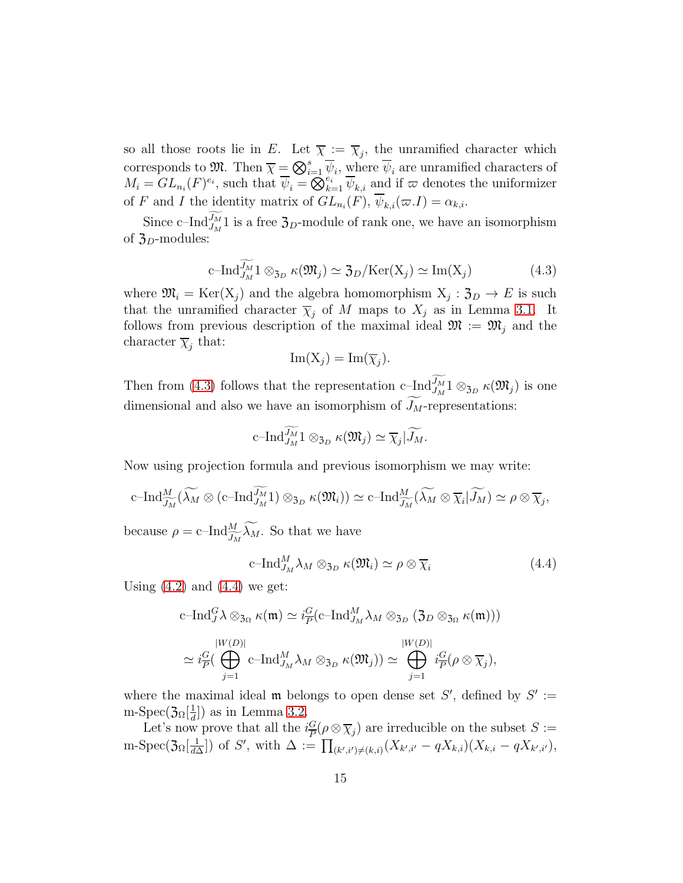so all those roots lie in $E$. Let $\overline{\chi} := \overline{\chi}_j$, the unramified character which corresponds to $\mathfrak{M}$. Then $\overline{\chi} = \bigotimes_{i=1}^{s} \overline{\psi}_i$, where $\overline{\psi}_i$ are unramified characters of $M_i = GL_{n_i}(F)^{e_i}$, such that $\overline{\psi}_i = \bigotimes_{k=1}^{e_i} \overline{\psi}_{k,i}$ and if $\varpi$ denotes the uniformizer of $F$ and $I$ the identity matrix of $GL_{n_i}(F)$, $\overline{\psi}_{k,i}(\varpi.I) = \alpha_{k,i}$.

Since $\text{c–Ind}_{J_M}^{\widetilde{J_M}} 1$ is a free $\mathfrak{Z}_D$-module of rank one, we have an isomorphism of $\mathfrak{Z}_D$-modules:

$$\text{c–Ind}_{J_M}^{\widetilde{J_M}} 1 \otimes_{\mathfrak{Z}_D} \kappa(\mathfrak{M}_j) \simeq \mathfrak{Z}_D/\text{Ker}(\text{X}_j) \simeq \text{Im}(\text{X}_j) \tag{4.3}$$

where $\mathfrak{M}_i = \text{Ker}(\text{X}_j)$ and the algebra homomorphism $\text{X}_j : \mathfrak{Z}_D \to E$ is such that the unramified character $\overline{\chi}_j$ of $M$ maps to $X_j$ as in Lemma 3.1. It follows from previous description of the maximal ideal $\mathfrak{M} := \mathfrak{M}_j$ and the character $\overline{\chi}_j$ that:

$$\text{Im}(\text{X}_j) = \text{Im}(\overline{\chi}_j).$$

Then from (4.3) follows that the representation $\text{c–Ind}_{J_M}^{\widetilde{J_M}} 1 \otimes_{\mathfrak{Z}_D} \kappa(\mathfrak{M}_j)$ is one dimensional and also we have an isomorphism of $\widetilde{J_M}$-representations:

$$\text{c–Ind}_{J_M}^{\widetilde{J_M}} 1 \otimes_{\mathfrak{Z}_D} \kappa(\mathfrak{M}_j) \simeq \overline{\chi}_j | \widetilde{J_M}.$$

Now using projection formula and previous isomorphism we may write:

$$\text{c–Ind}_{\widetilde{J_M}}^{M} (\widetilde{\lambda_M} \otimes (\text{c–Ind}_{J_M}^{\widetilde{J_M}} 1) \otimes_{\mathfrak{Z}_D} \kappa(\mathfrak{M}_i)) \simeq \text{c–Ind}_{\widetilde{J_M}}^{M} (\widetilde{\lambda_M} \otimes \overline{\chi}_i | \widetilde{J_M}) \simeq \rho \otimes \overline{\chi}_j,$$

because $\rho = \text{c–Ind}_{\widetilde{J_M}}^{M} \widetilde{\lambda_M}$. So that we have

$$\text{c–Ind}_{J_M}^{M} \lambda_M \otimes_{\mathfrak{Z}_D} \kappa(\mathfrak{M}_i) \simeq \rho \otimes \overline{\chi}_i \tag{4.4}$$

Using (4.2) and (4.4) we get:

$$\text{c–Ind}_{J}^{G} \lambda \otimes_{\mathfrak{Z}_\Omega} \kappa(\mathfrak{m}) \simeq i_{\overline{P}}^{G} (\text{c–Ind}_{J_M}^{M} \lambda_M \otimes_{\mathfrak{Z}_D} (\mathfrak{Z}_D \otimes_{\mathfrak{Z}_\Omega} \kappa(\mathfrak{m})))$$

$$\simeq i_{\overline{P}}^{G} \Big( \bigoplus_{j=1}^{|W(D)|} \text{c–Ind}_{J_M}^{M} \lambda_M \otimes_{\mathfrak{Z}_D} \kappa(\mathfrak{M}_j) \Big) \simeq \bigoplus_{j=1}^{|W(D)|} i_{\overline{P}}^{G} (\rho \otimes \overline{\chi}_j),$$

where the maximal ideal $\mathfrak{m}$ belongs to open dense set $S'$, defined by $S' := \text{m-Spec}(\mathfrak{Z}_\Omega[\frac{1}{d}])$ as in Lemma 3.2.

Let's now prove that all the $i_{\overline{P}}^{G}(\rho \otimes \overline{\chi}_j)$ are irreducible on the subset $S := \text{m-Spec}(\mathfrak{Z}_\Omega[\frac{1}{d\Delta}])$ of $S'$, with $\Delta := \prod_{(k',i') \neq (k,i)} (X_{k',i'} - qX_{k,i})(X_{k,i} - qX_{k',i'})$,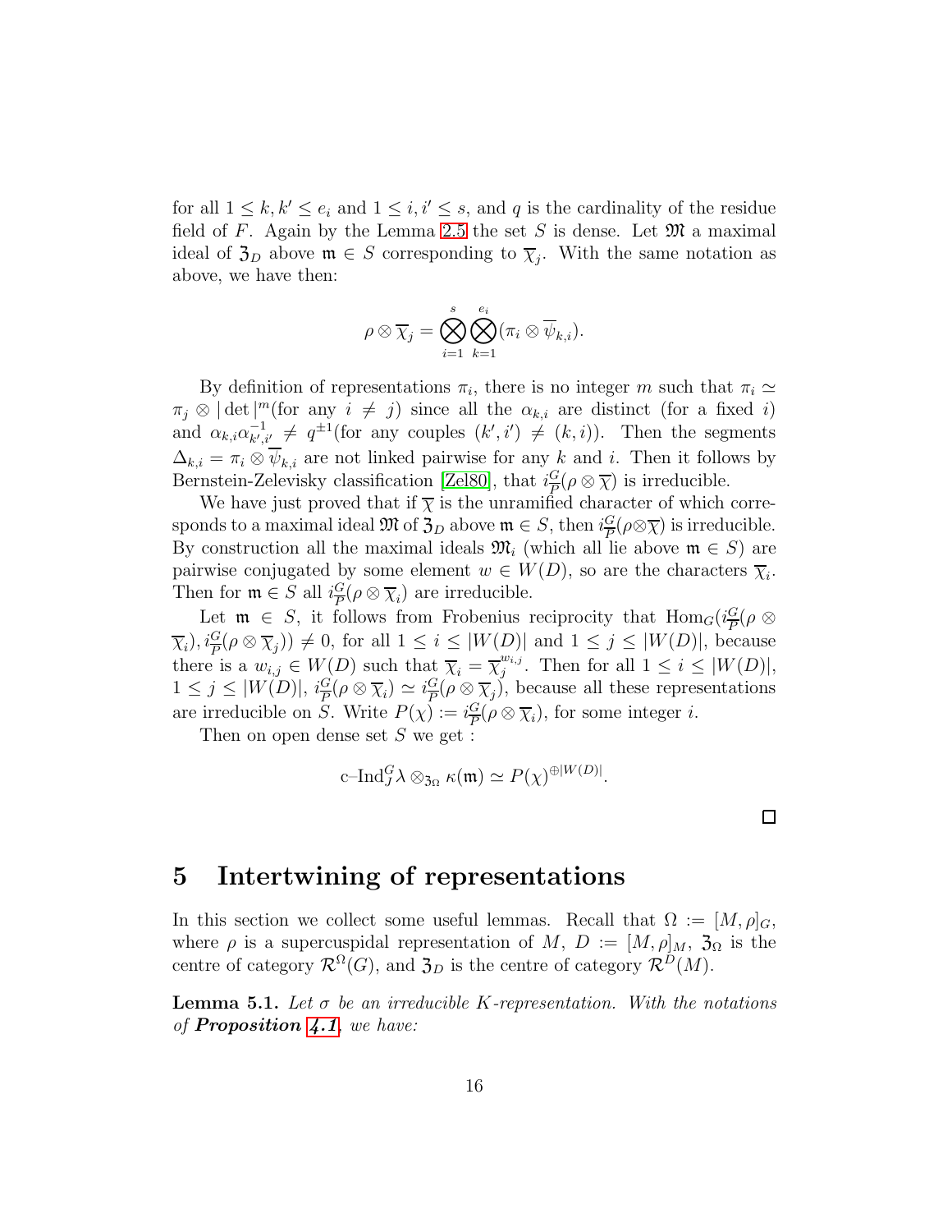for all $1 \leq k, k' \leq e_i$ and $1 \leq i, i' \leq s$, and $q$ is the cardinality of the residue field of $F$. Again by the Lemma 2.5 the set $S$ is dense. Let $\mathfrak{M}$ a maximal ideal of $\mathfrak{Z}_D$ above $\mathfrak{m} \in S$ corresponding to $\overline{\chi}_j$. With the same notation as above, we have then:

$$\rho \otimes \overline{\chi}_j = \bigotimes_{i=1}^{s} \bigotimes_{k=1}^{e_i} (\pi_i \otimes \overline{\psi}_{k,i}).$$

By definition of representations $\pi_i$, there is no integer $m$ such that $\pi_i \simeq \pi_j \otimes |\det|^m$(for any $i \neq j$) since all the $\alpha_{k,i}$ are distinct (for a fixed $i$) and $\alpha_{k,i}\alpha_{k',i'}^{-1} \neq q^{\pm 1}$(for any couples $(k', i') \neq (k, i)$). Then the segments $\Delta_{k,i} = \pi_i \otimes \overline{\psi}_{k,i}$ are not linked pairwise for any $k$ and $i$. Then it follows by Bernstein-Zelevisky classification [Zel80], that $i_{\overline{P}}^{G}(\rho \otimes \overline{\chi})$ is irreducible.

We have just proved that if $\overline{\chi}$ is the unramified character of which corresponds to a maximal ideal $\mathfrak{M}$ of $\mathfrak{Z}_D$ above $\mathfrak{m} \in S$, then $i_{\overline{P}}^{G}(\rho \otimes \overline{\chi})$ is irreducible. By construction all the maximal ideals $\mathfrak{M}_i$ (which all lie above $\mathfrak{m} \in S$) are pairwise conjugated by some element $w \in W(D)$, so are the characters $\overline{\chi}_i$. Then for $\mathfrak{m} \in S$ all $i_{\overline{P}}^{G}(\rho \otimes \overline{\chi}_i)$ are irreducible.

Let $\mathfrak{m} \in S$, it follows from Frobenius reciprocity that $\mathrm{Hom}_G(i_{\overline{P}}^{G}(\rho \otimes \overline{\chi}_i), i_{\overline{P}}^{G}(\rho \otimes \overline{\chi}_j)) \neq 0$, for all $1 \leq i \leq |W(D)|$ and $1 \leq j \leq |W(D)|$, because there is a $w_{i,j} \in W(D)$ such that $\overline{\chi}_i = \overline{\chi}_j^{w_{i,j}}$. Then for all $1 \leq i \leq |W(D)|$, $1 \leq j \leq |W(D)|$, $i_{\overline{P}}^{G}(\rho \otimes \overline{\chi}_i) \simeq i_{\overline{P}}^{G}(\rho \otimes \overline{\chi}_j)$, because all these representations are irreducible on $S$. Write $P(\chi) := i_{\overline{P}}^{G}(\rho \otimes \overline{\chi}_i)$, for some integer $i$.

Then on open dense set $S$ we get :

$$\mathrm{c\text{--}Ind}_J^G \lambda \otimes_{\mathfrak{Z}_\Omega} \kappa(\mathfrak{m}) \simeq P(\chi)^{\oplus |W(D)|}.$$

□

# 5 Intertwining of representations

In this section we collect some useful lemmas. Recall that $\Omega := [M, \rho]_G$, where $\rho$ is a supercuspidal representation of $M$, $D := [M, \rho]_M$, $\mathfrak{Z}_\Omega$ is the centre of category $\mathcal{R}^\Omega(G)$, and $\mathfrak{Z}_D$ is the centre of category $\mathcal{R}^D(M)$.

**Lemma 5.1.** *Let $\sigma$ be an irreducible $K$-representation. With the notations of **Proposition 4.1**, we have:*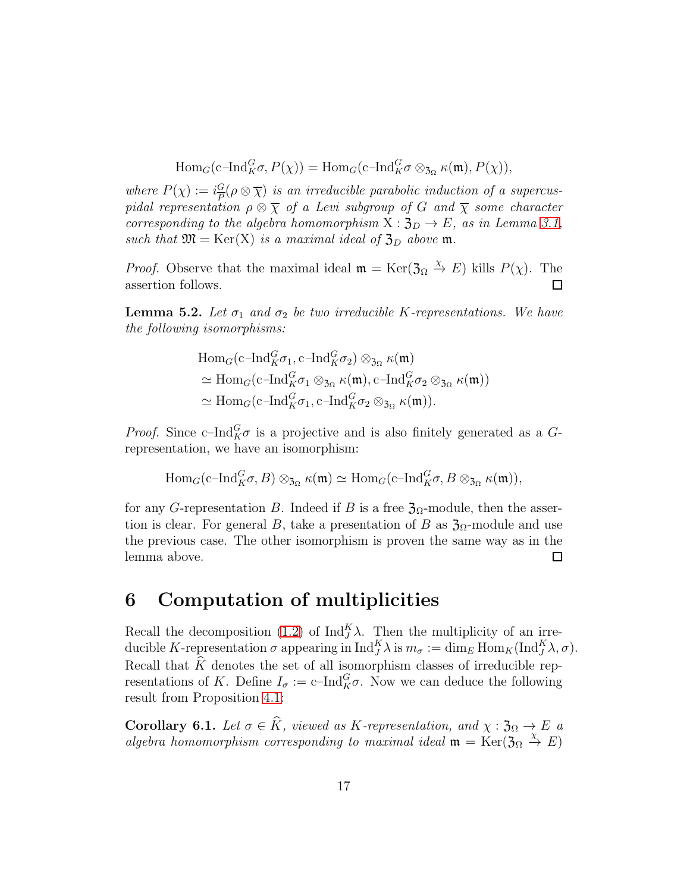$$\mathrm{Hom}_G(\mathrm{c\text{--}Ind}_K^G\sigma, P(\chi)) = \mathrm{Hom}_G(\mathrm{c\text{--}Ind}_K^G\sigma \otimes_{\mathfrak{Z}_\Omega} \kappa(\mathfrak{m}), P(\chi)),$$

*where $P(\chi) := i_{\overline{P}}^G(\rho \otimes \overline{\chi})$ is an irreducible parabolic induction of a supercuspidal representation $\rho \otimes \overline{\chi}$ of a Levi subgroup of $G$ and $\overline{\chi}$ some character corresponding to the algebra homomorphism $\mathrm{X} : \mathfrak{Z}_D \to E$, as in Lemma 3.1, such that $\mathfrak{M} = \mathrm{Ker}(\mathrm{X})$ is a maximal ideal of $\mathfrak{Z}_D$ above $\mathfrak{m}$.*

*Proof.* Observe that the maximal ideal $\mathfrak{m} = \mathrm{Ker}(\mathfrak{Z}_\Omega \xrightarrow{\chi} E)$ kills $P(\chi)$. The assertion follows. □

**Lemma 5.2.** *Let $\sigma_1$ and $\sigma_2$ be two irreducible $K$-representations. We have the following isomorphisms:*

$$\begin{aligned}
&\mathrm{Hom}_G(\mathrm{c\text{--}Ind}_K^G\sigma_1, \mathrm{c\text{--}Ind}_K^G\sigma_2) \otimes_{\mathfrak{Z}_\Omega} \kappa(\mathfrak{m}) \\
&\simeq \mathrm{Hom}_G(\mathrm{c\text{--}Ind}_K^G\sigma_1 \otimes_{\mathfrak{Z}_\Omega} \kappa(\mathfrak{m}), \mathrm{c\text{--}Ind}_K^G\sigma_2 \otimes_{\mathfrak{Z}_\Omega} \kappa(\mathfrak{m})) \\
&\simeq \mathrm{Hom}_G(\mathrm{c\text{--}Ind}_K^G\sigma_1, \mathrm{c\text{--}Ind}_K^G\sigma_2 \otimes_{\mathfrak{Z}_\Omega} \kappa(\mathfrak{m})).
\end{aligned}$$

*Proof.* Since $\mathrm{c\text{--}Ind}_K^G\sigma$ is a projective and is also finitely generated as a $G$-representation, we have an isomorphism:

$$\mathrm{Hom}_G(\mathrm{c\text{--}Ind}_K^G\sigma, B) \otimes_{\mathfrak{Z}_\Omega} \kappa(\mathfrak{m}) \simeq \mathrm{Hom}_G(\mathrm{c\text{--}Ind}_K^G\sigma, B \otimes_{\mathfrak{Z}_\Omega} \kappa(\mathfrak{m})),$$

for any $G$-representation $B$. Indeed if $B$ is a free $\mathfrak{Z}_\Omega$-module, then the assertion is clear. For general $B$, take a presentation of $B$ as $\mathfrak{Z}_\Omega$-module and use the previous case. The other isomorphism is proven the same way as in the lemma above. □

# 6 Computation of multiplicities

Recall the decomposition (1.2) of $\mathrm{Ind}_J^K\lambda$. Then the multiplicity of an irreducible $K$-representation $\sigma$ appearing in $\mathrm{Ind}_J^K\lambda$ is $m_\sigma := \dim_E \mathrm{Hom}_K(\mathrm{Ind}_J^K\lambda, \sigma)$. Recall that $\widehat{K}$ denotes the set of all isomorphism classes of irreducible representations of $K$. Define $I_\sigma := \mathrm{c\text{--}Ind}_K^G\sigma$. Now we can deduce the following result from Proposition 4.1:

**Corollary 6.1.** *Let $\sigma \in \widehat{K}$, viewed as $K$-representation, and $\chi : \mathfrak{Z}_\Omega \to E$ a algebra homomorphism corresponding to maximal ideal $\mathfrak{m} = \mathrm{Ker}(\mathfrak{Z}_\Omega \xrightarrow{\chi} E)$*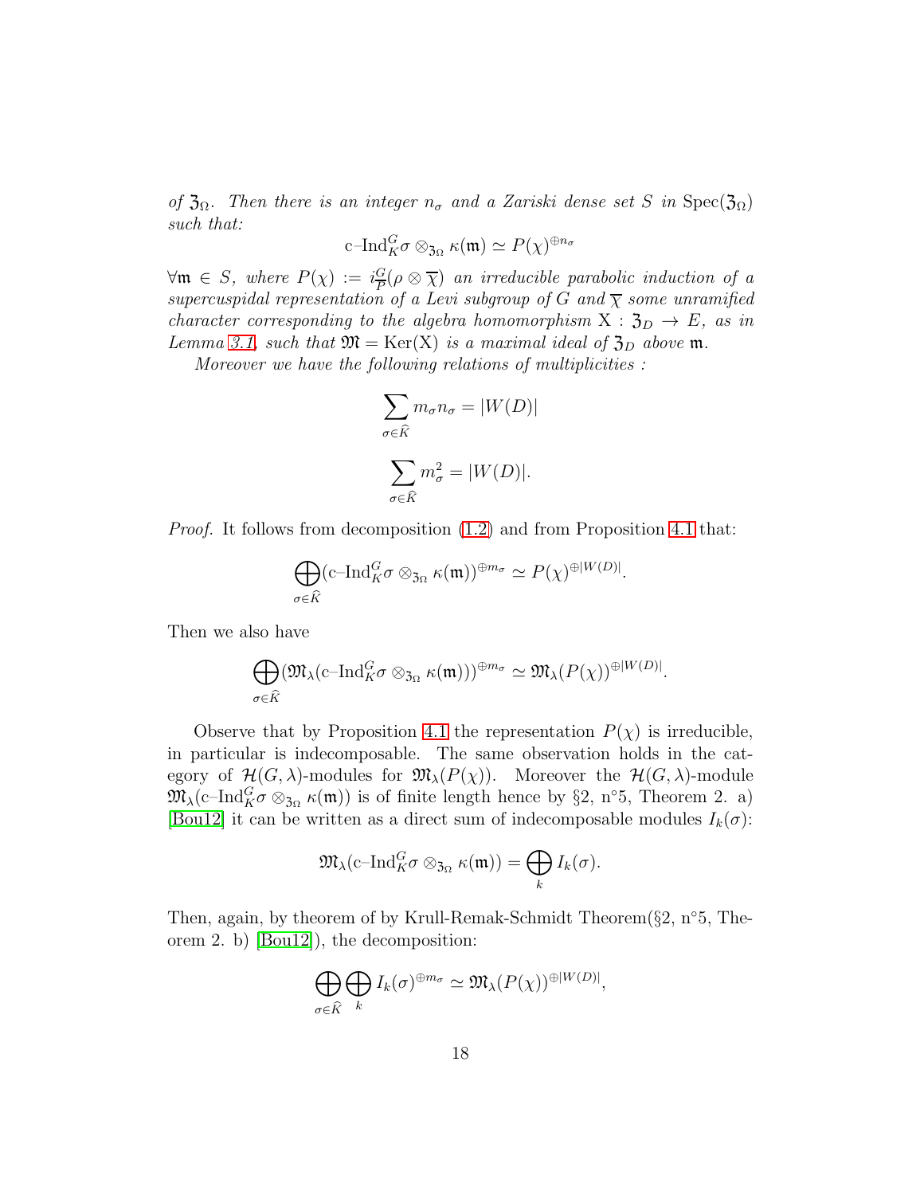*of $\mathfrak{Z}_\Omega$. Then there is an integer $n_\sigma$ and a Zariski dense set $S$ in $\mathrm{Spec}(\mathfrak{Z}_\Omega)$ such that:*

$$\mathrm{c\text{–}Ind}_K^G \sigma \otimes_{\mathfrak{Z}_\Omega} \kappa(\mathfrak{m}) \simeq P(\chi)^{\oplus n_\sigma}$$

*$\forall \mathfrak{m} \in S$, where $P(\chi) := i_{\overline{P}}^G(\rho \otimes \overline{\chi})$ an irreducible parabolic induction of a supercuspidal representation of a Levi subgroup of $G$ and $\overline{\chi}$ some unramified character corresponding to the algebra homomorphism $\mathrm{X} : \mathfrak{Z}_D \to E$, as in Lemma 3.1, such that $\mathfrak{M} = \mathrm{Ker}(\mathrm{X})$ is a maximal ideal of $\mathfrak{Z}_D$ above $\mathfrak{m}$.*

*Moreover we have the following relations of multiplicities :*

$$\sum_{\sigma \in \widehat{K}} m_\sigma n_\sigma = |W(D)|$$

$$\sum_{\sigma \in \widehat{K}} m_\sigma^2 = |W(D)|.$$

*Proof.* It follows from decomposition (1.2) and from Proposition 4.1 that:

$$\bigoplus_{\sigma \in \widehat{K}} (\mathrm{c\text{–}Ind}_K^G \sigma \otimes_{\mathfrak{Z}_\Omega} \kappa(\mathfrak{m}))^{\oplus m_\sigma} \simeq P(\chi)^{\oplus |W(D)|}.$$

Then we also have

$$\bigoplus_{\sigma \in \widehat{K}} (\mathfrak{M}_\lambda(\mathrm{c\text{–}Ind}_K^G \sigma \otimes_{\mathfrak{Z}_\Omega} \kappa(\mathfrak{m})))^{\oplus m_\sigma} \simeq \mathfrak{M}_\lambda(P(\chi))^{\oplus |W(D)|}.$$

Observe that by Proposition 4.1 the representation $P(\chi)$ is irreducible, in particular is indecomposable. The same observation holds in the category of $\mathcal{H}(G,\lambda)$-modules for $\mathfrak{M}_\lambda(P(\chi))$. Moreover the $\mathcal{H}(G,\lambda)$-module $\mathfrak{M}_\lambda(\mathrm{c\text{–}Ind}_K^G \sigma \otimes_{\mathfrak{Z}_\Omega} \kappa(\mathfrak{m}))$ is of finite length hence by §2, n°5, Theorem 2. a) [Bou12] it can be written as a direct sum of indecomposable modules $I_k(\sigma)$:

$$\mathfrak{M}_\lambda(\mathrm{c\text{–}Ind}_K^G \sigma \otimes_{\mathfrak{Z}_\Omega} \kappa(\mathfrak{m})) = \bigoplus_k I_k(\sigma).$$

Then, again, by theorem of by Krull-Remak-Schmidt Theorem(§2, n°5, Theorem 2. b) [Bou12]), the decomposition:

$$\bigoplus_{\sigma \in \widehat{K}} \bigoplus_k I_k(\sigma)^{\oplus m_\sigma} \simeq \mathfrak{M}_\lambda(P(\chi))^{\oplus |W(D)|},$$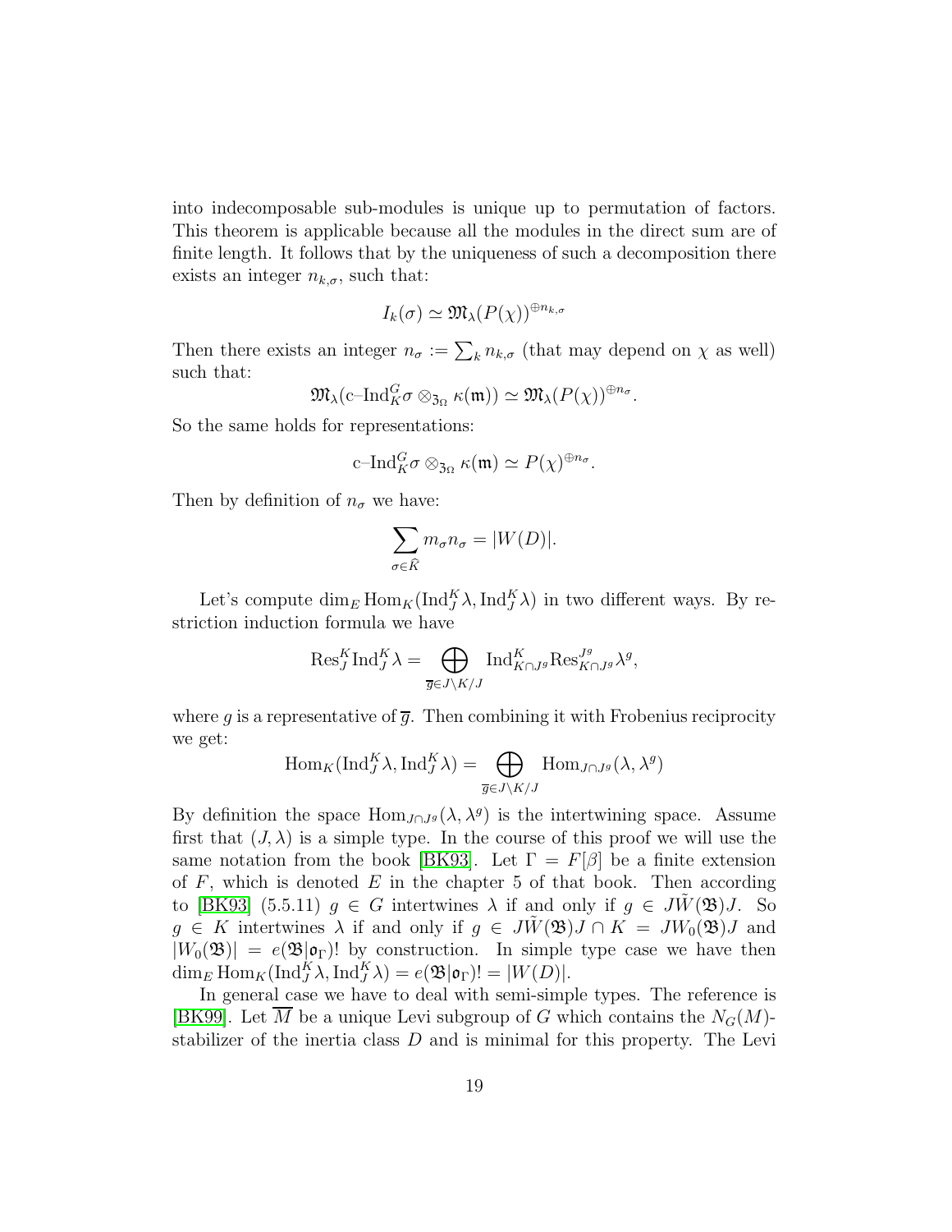into indecomposable sub-modules is unique up to permutation of factors. This theorem is applicable because all the modules in the direct sum are of finite length. It follows that by the uniqueness of such a decomposition there exists an integer $n_{k,\sigma}$, such that:

$$I_k(\sigma) \simeq \mathfrak{M}_\lambda(P(\chi))^{\oplus n_{k,\sigma}}$$

Then there exists an integer $n_\sigma := \sum_k n_{k,\sigma}$ (that may depend on $\chi$ as well) such that:

$$\mathfrak{M}_\lambda(\text{c–Ind}_K^G \sigma \otimes_{\mathfrak{Z}_\Omega} \kappa(\mathfrak{m})) \simeq \mathfrak{M}_\lambda(P(\chi))^{\oplus n_\sigma}.$$

So the same holds for representations:

$$\text{c–Ind}_K^G \sigma \otimes_{\mathfrak{Z}_\Omega} \kappa(\mathfrak{m}) \simeq P(\chi)^{\oplus n_\sigma}.$$

Then by definition of $n_\sigma$ we have:

$$\sum_{\sigma \in \widehat{K}} m_\sigma n_\sigma = |W(D)|.$$

Let's compute $\dim_E \text{Hom}_K(\text{Ind}_J^K \lambda, \text{Ind}_J^K \lambda)$ in two different ways. By restriction induction formula we have

$$\text{Res}_J^K \text{Ind}_J^K \lambda = \bigoplus_{\overline{g} \in J \backslash K / J} \text{Ind}_{K \cap J^g}^K \text{Res}_{K \cap J^g}^{J^g} \lambda^g,$$

where $g$ is a representative of $\overline{g}$. Then combining it with Frobenius reciprocity we get:

$$\text{Hom}_K(\text{Ind}_J^K \lambda, \text{Ind}_J^K \lambda) = \bigoplus_{\overline{g} \in J \backslash K / J} \text{Hom}_{J \cap J^g}(\lambda, \lambda^g)$$

By definition the space $\text{Hom}_{J \cap J^g}(\lambda, \lambda^g)$ is the intertwining space. Assume first that $(J, \lambda)$ is a simple type. In the course of this proof we will use the same notation from the book [BK93]. Let $\Gamma = F[\beta]$ be a finite extension of $F$, which is denoted $E$ in the chapter 5 of that book. Then according to [BK93] (5.5.11) $g \in G$ intertwines $\lambda$ if and only if $g \in J\tilde{W}(\mathfrak{B})J$. So $g \in K$ intertwines $\lambda$ if and only if $g \in J\tilde{W}(\mathfrak{B})J \cap K = JW_0(\mathfrak{B})J$ and $|W_0(\mathfrak{B})| = e(\mathfrak{B}|\mathfrak{o}_\Gamma)!$ by construction. In simple type case we have then $\dim_E \text{Hom}_K(\text{Ind}_J^K \lambda, \text{Ind}_J^K \lambda) = e(\mathfrak{B}|\mathfrak{o}_\Gamma)! = |W(D)|$.

In general case we have to deal with semi-simple types. The reference is [BK99]. Let $\overline{M}$ be a unique Levi subgroup of $G$ which contains the $N_G(M)$-stabilizer of the inertia class $D$ and is minimal for this property. The Levi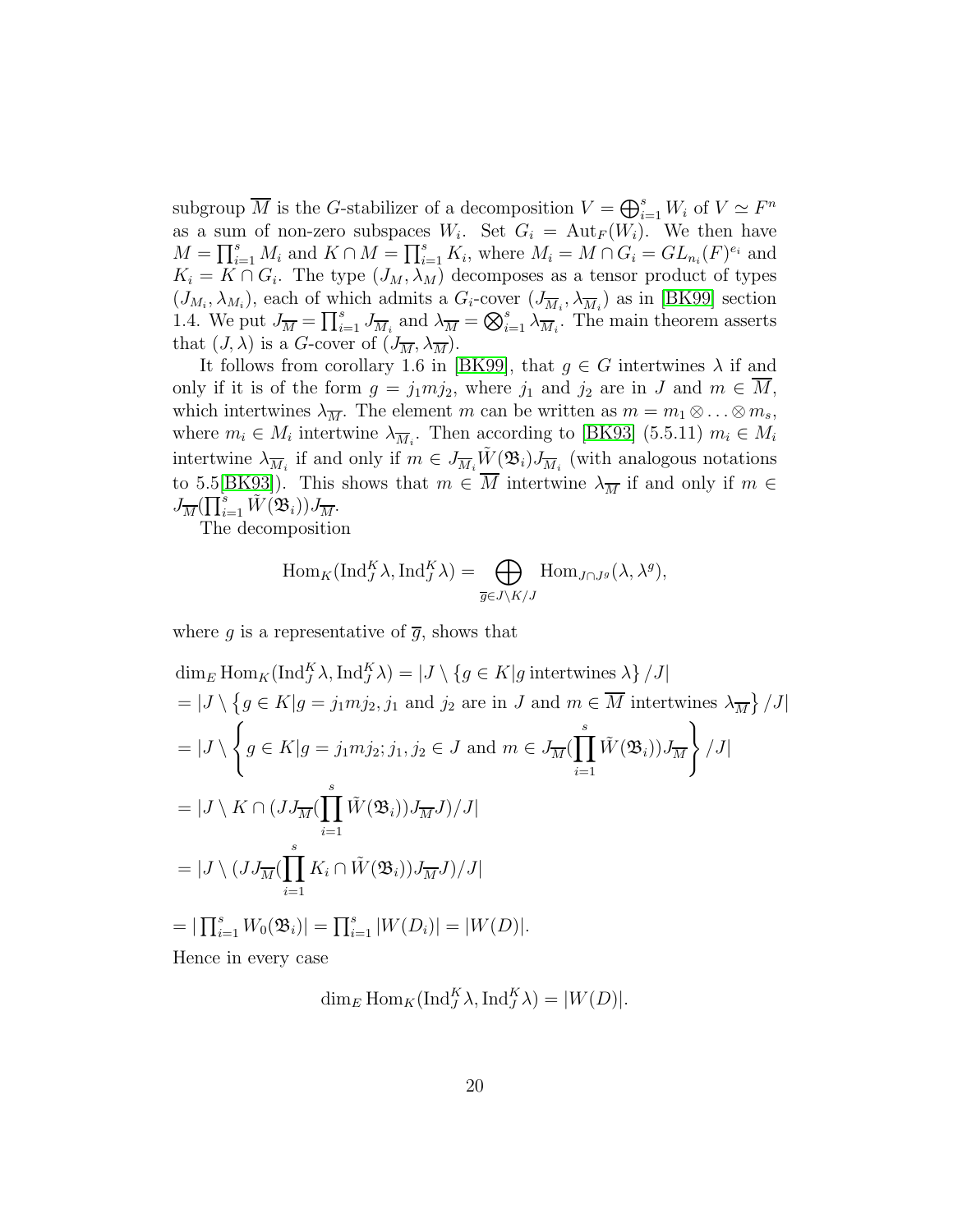subgroup $\overline{M}$ is the $G$-stabilizer of a decomposition $V = \bigoplus_{i=1}^{s} W_i$ of $V \simeq F^n$ as a sum of non-zero subspaces $W_i$. Set $G_i = \mathrm{Aut}_F(W_i)$. We then have $M = \prod_{i=1}^{s} M_i$ and $K \cap M = \prod_{i=1}^{s} K_i$, where $M_i = M \cap G_i = GL_{n_i}(F)^{e_i}$ and $K_i = K \cap G_i$. The type $(J_M, \lambda_M)$ decomposes as a tensor product of types $(J_{M_i}, \lambda_{M_i})$, each of which admits a $G_i$-cover $(J_{\overline{M}_i}, \lambda_{\overline{M}_i})$ as in [BK99] section 1.4. We put $J_{\overline{M}} = \prod_{i=1}^{s} J_{\overline{M}_i}$ and $\lambda_{\overline{M}} = \bigotimes_{i=1}^{s} \lambda_{\overline{M}_i}$. The main theorem asserts that $(J, \lambda)$ is a $G$-cover of $(J_{\overline{M}}, \lambda_{\overline{M}})$.

It follows from corollary 1.6 in [BK99], that $g \in G$ intertwines $\lambda$ if and only if it is of the form $g = j_1 m j_2$, where $j_1$ and $j_2$ are in $J$ and $m \in \overline{M}$, which intertwines $\lambda_{\overline{M}}$. The element $m$ can be written as $m = m_1 \otimes \ldots \otimes m_s$, where $m_i \in M_i$ intertwine $\lambda_{\overline{M}_i}$. Then according to [BK93] (5.5.11) $m_i \in M_i$ intertwine $\lambda_{\overline{M}_i}$ if and only if $m \in J_{\overline{M}_i} \tilde{W}(\mathfrak{B}_i) J_{\overline{M}_i}$ (with analogous notations to 5.5[BK93]). This shows that $m \in \overline{M}$ intertwine $\lambda_{\overline{M}}$ if and only if $m \in J_{\overline{M}}(\prod_{i=1}^{s} \tilde{W}(\mathfrak{B}_i)) J_{\overline{M}}$.

The decomposition

$$\mathrm{Hom}_K(\mathrm{Ind}_J^K \lambda, \mathrm{Ind}_J^K \lambda) = \bigoplus_{\overline{g} \in J \backslash K / J} \mathrm{Hom}_{J \cap J^g}(\lambda, \lambda^g),$$

where $g$ is a representative of $\overline{g}$, shows that

$$\begin{aligned}
&\dim_E \mathrm{Hom}_K(\mathrm{Ind}_J^K \lambda, \mathrm{Ind}_J^K \lambda) = |J \setminus \{g \in K | g \text{ intertwines } \lambda\} / J| \\
&= |J \setminus \left\{g \in K | g = j_1 m j_2, j_1 \text{ and } j_2 \text{ are in } J \text{ and } m \in \overline{M} \text{ intertwines } \lambda_{\overline{M}}\right\} / J| \\
&= |J \setminus \left\{ g \in K | g = j_1 m j_2; j_1, j_2 \in J \text{ and } m \in J_{\overline{M}}(\prod_{i=1}^{s} \tilde{W}(\mathfrak{B}_i)) J_{\overline{M}} \right\} / J| \\
&= |J \setminus K \cap (J J_{\overline{M}}(\prod_{i=1}^{s} \tilde{W}(\mathfrak{B}_i)) J_{\overline{M}} J) / J| \\
&= |J \setminus (J J_{\overline{M}}(\prod_{i=1}^{s} K_i \cap \tilde{W}(\mathfrak{B}_i)) J_{\overline{M}} J) / J| \\
&= |\textstyle\prod_{i=1}^{s} W_0(\mathfrak{B}_i)| = \prod_{i=1}^{s} |W(D_i)| = |W(D)|.
\end{aligned}$$

Hence in every case

$$\dim_E \mathrm{Hom}_K(\mathrm{Ind}_J^K \lambda, \mathrm{Ind}_J^K \lambda) = |W(D)|.$$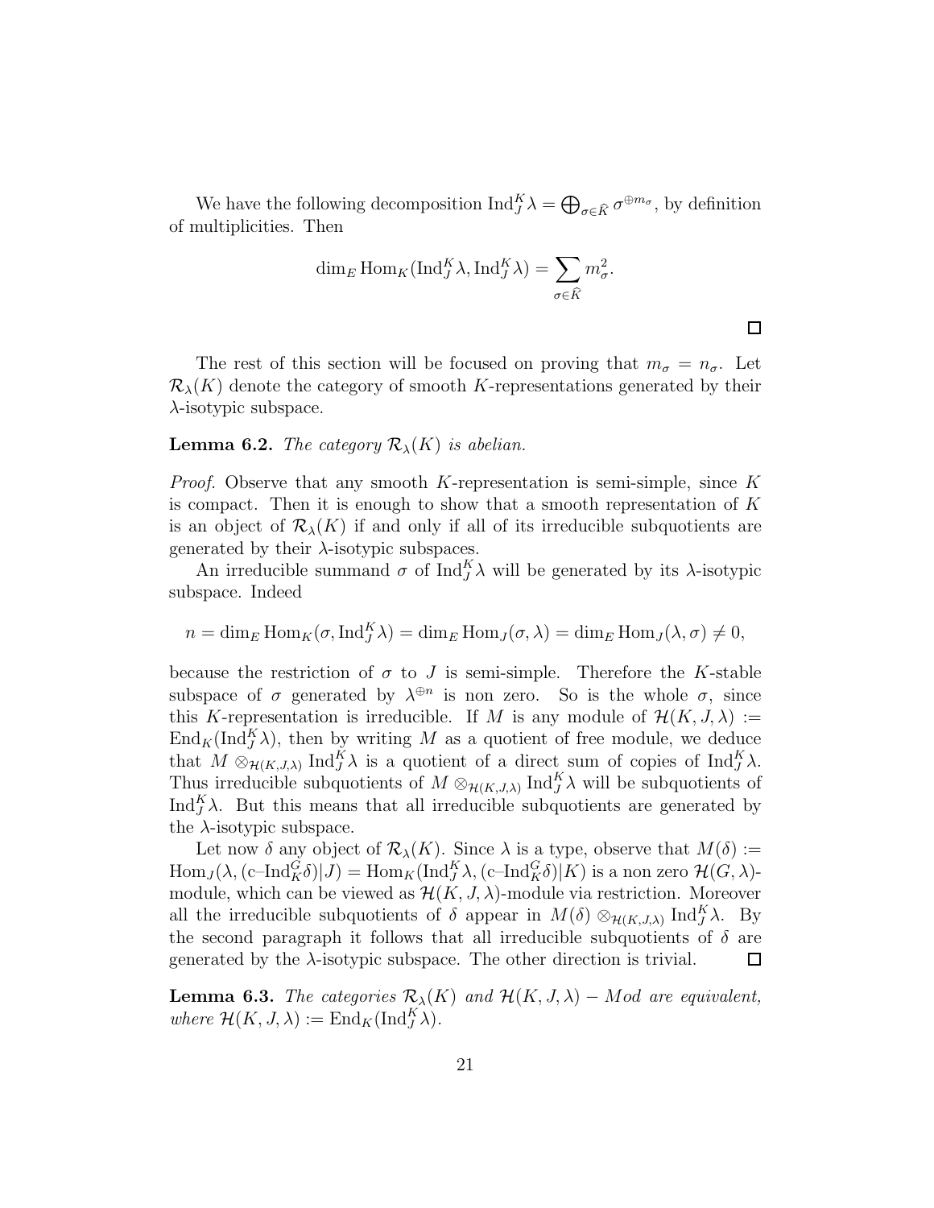We have the following decomposition $\mathrm{Ind}_J^K \lambda = \bigoplus_{\sigma \in \widehat{K}} \sigma^{\oplus m_\sigma}$, by definition of multiplicities. Then

$$\dim_E \mathrm{Hom}_K(\mathrm{Ind}_J^K \lambda, \mathrm{Ind}_J^K \lambda) = \sum_{\sigma \in \widehat{K}} m_\sigma^2.$$

□

The rest of this section will be focused on proving that $m_\sigma = n_\sigma$. Let $\mathcal{R}_\lambda(K)$ denote the category of smooth $K$-representations generated by their $\lambda$-isotypic subspace.

**Lemma 6.2.** *The category $\mathcal{R}_\lambda(K)$ is abelian.*

*Proof.* Observe that any smooth $K$-representation is semi-simple, since $K$ is compact. Then it is enough to show that a smooth representation of $K$ is an object of $\mathcal{R}_\lambda(K)$ if and only if all of its irreducible subquotients are generated by their $\lambda$-isotypic subspaces.

An irreducible summand $\sigma$ of $\mathrm{Ind}_J^K \lambda$ will be generated by its $\lambda$-isotypic subspace. Indeed

$$n = \dim_E \mathrm{Hom}_K(\sigma, \mathrm{Ind}_J^K \lambda) = \dim_E \mathrm{Hom}_J(\sigma, \lambda) = \dim_E \mathrm{Hom}_J(\lambda, \sigma) \neq 0,$$

because the restriction of $\sigma$ to $J$ is semi-simple. Therefore the $K$-stable subspace of $\sigma$ generated by $\lambda^{\oplus n}$ is non zero. So is the whole $\sigma$, since this $K$-representation is irreducible. If $M$ is any module of $\mathcal{H}(K, J, \lambda) := \mathrm{End}_K(\mathrm{Ind}_J^K \lambda)$, then by writing $M$ as a quotient of free module, we deduce that $M \otimes_{\mathcal{H}(K,J,\lambda)} \mathrm{Ind}_J^K \lambda$ is a quotient of a direct sum of copies of $\mathrm{Ind}_J^K \lambda$. Thus irreducible subquotients of $M \otimes_{\mathcal{H}(K,J,\lambda)} \mathrm{Ind}_J^K \lambda$ will be subquotients of $\mathrm{Ind}_J^K \lambda$. But this means that all irreducible subquotients are generated by the $\lambda$-isotypic subspace.

Let now $\delta$ any object of $\mathcal{R}_\lambda(K)$. Since $\lambda$ is a type, observe that $M(\delta) := \mathrm{Hom}_J(\lambda, (\text{c–Ind}_K^G \delta)|J) = \mathrm{Hom}_K(\mathrm{Ind}_J^K \lambda, (\text{c–Ind}_K^G \delta)|K)$ is a non zero $\mathcal{H}(G, \lambda)$-module, which can be viewed as $\mathcal{H}(K, J, \lambda)$-module via restriction. Moreover all the irreducible subquotients of $\delta$ appear in $M(\delta) \otimes_{\mathcal{H}(K,J,\lambda)} \mathrm{Ind}_J^K \lambda$. By the second paragraph it follows that all irreducible subquotients of $\delta$ are generated by the $\lambda$-isotypic subspace. The other direction is trivial. □

**Lemma 6.3.** *The categories $\mathcal{R}_\lambda(K)$ and $\mathcal{H}(K, J, \lambda) - Mod$ are equivalent, where $\mathcal{H}(K, J, \lambda) := \mathrm{End}_K(\mathrm{Ind}_J^K \lambda)$.*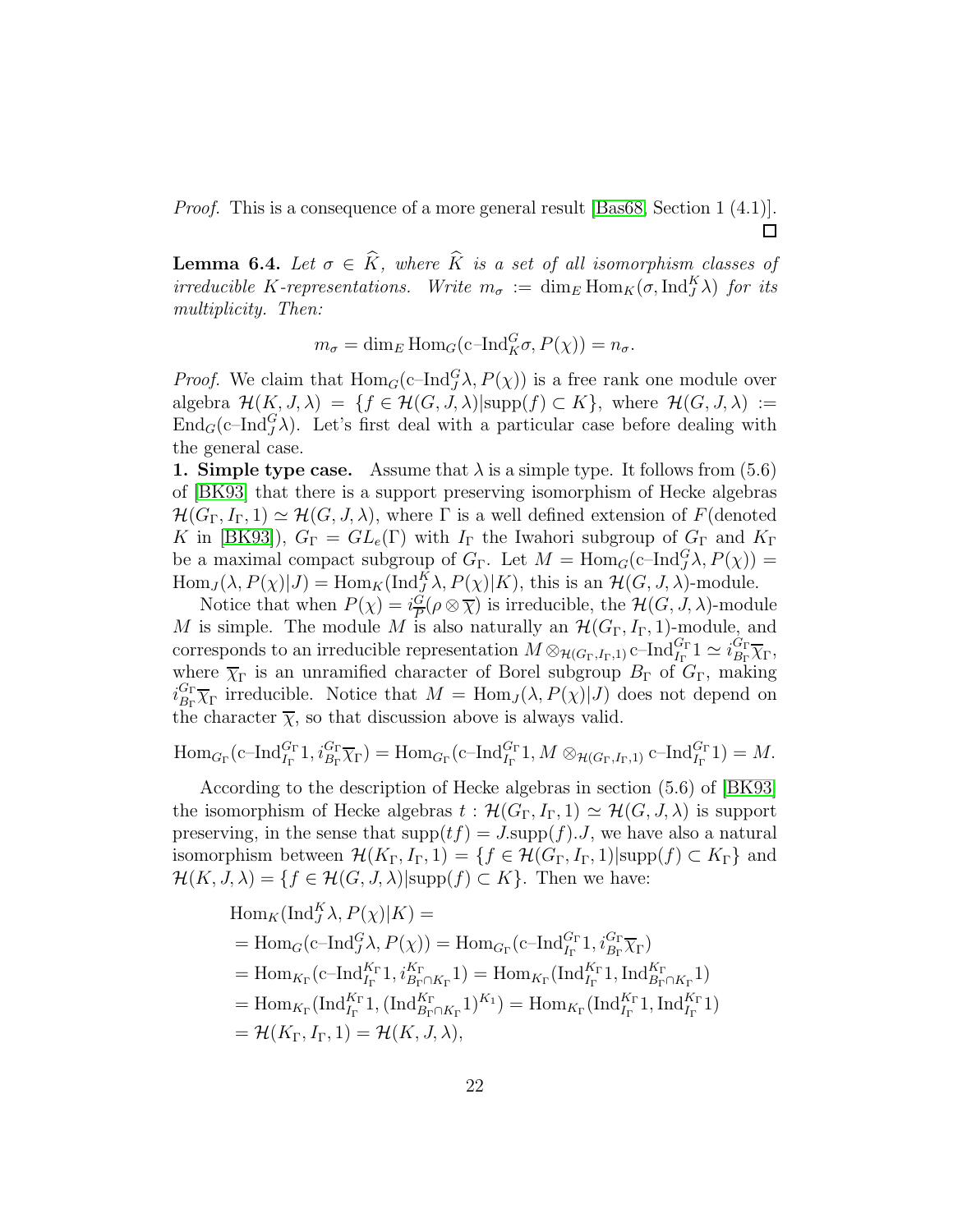*Proof.* This is a consequence of a more general result [Bas68, Section 1 (4.1)]. □

**Lemma 6.4.** *Let $\sigma \in \widehat{K}$, where $\widehat{K}$ is a set of all isomorphism classes of irreducible $K$-representations. Write $m_\sigma := \dim_E \mathrm{Hom}_K(\sigma, \mathrm{Ind}_J^K \lambda)$ for its multiplicity. Then:*

$$m_\sigma = \dim_E \mathrm{Hom}_G(\text{c–Ind}_K^G \sigma, P(\chi)) = n_\sigma.$$

*Proof.* We claim that $\mathrm{Hom}_G(\text{c–Ind}_J^G \lambda, P(\chi))$ is a free rank one module over algebra $\mathcal{H}(K, J, \lambda) = \{f \in \mathcal{H}(G, J, \lambda) | \mathrm{supp}(f) \subset K\}$, where $\mathcal{H}(G, J, \lambda) := \mathrm{End}_G(\text{c–Ind}_J^G \lambda)$. Let's first deal with a particular case before dealing with the general case.

**1. Simple type case.** Assume that $\lambda$ is a simple type. It follows from (5.6) of [BK93] that there is a support preserving isomorphism of Hecke algebras $\mathcal{H}(G_\Gamma, I_\Gamma, 1) \simeq \mathcal{H}(G, J, \lambda)$, where $\Gamma$ is a well defined extension of $F$(denoted $K$ in [BK93]), $G_\Gamma = GL_e(\Gamma)$ with $I_\Gamma$ the Iwahori subgroup of $G_\Gamma$ and $K_\Gamma$ be a maximal compact subgroup of $G_\Gamma$. Let $M = \mathrm{Hom}_G(\text{c–Ind}_J^G \lambda, P(\chi)) = \mathrm{Hom}_J(\lambda, P(\chi)|J) = \mathrm{Hom}_K(\mathrm{Ind}_J^K \lambda, P(\chi)|K)$, this is an $\mathcal{H}(G, J, \lambda)$-module.

Notice that when $P(\chi) = i_P^G(\rho \otimes \overline{\chi})$ is irreducible, the $\mathcal{H}(G, J, \lambda)$-module $M$ is simple. The module $M$ is also naturally an $\mathcal{H}(G_\Gamma, I_\Gamma, 1)$-module, and corresponds to an irreducible representation $M \otimes_{\mathcal{H}(G_\Gamma, I_\Gamma, 1)} \text{c–Ind}_{I_\Gamma}^{G_\Gamma} 1 \simeq i_{B_\Gamma}^{G_\Gamma} \overline{\chi}_\Gamma$, where $\overline{\chi}_\Gamma$ is an unramified character of Borel subgroup $B_\Gamma$ of $G_\Gamma$, making $i_{B_\Gamma}^{G_\Gamma} \overline{\chi}_\Gamma$ irreducible. Notice that $M = \mathrm{Hom}_J(\lambda, P(\chi)|J)$ does not depend on the character $\overline{\chi}$, so that discussion above is always valid.

$$\mathrm{Hom}_{G_\Gamma}(\text{c–Ind}_{I_\Gamma}^{G_\Gamma} 1, i_{B_\Gamma}^{G_\Gamma} \overline{\chi}_\Gamma) = \mathrm{Hom}_{G_\Gamma}(\text{c–Ind}_{I_\Gamma}^{G_\Gamma} 1, M \otimes_{\mathcal{H}(G_\Gamma, I_\Gamma, 1)} \text{c–Ind}_{I_\Gamma}^{G_\Gamma} 1) = M.$$

According to the description of Hecke algebras in section (5.6) of [BK93] the isomorphism of Hecke algebras $t : \mathcal{H}(G_\Gamma, I_\Gamma, 1) \simeq \mathcal{H}(G, J, \lambda)$ is support preserving, in the sense that $\mathrm{supp}(tf) = J.\mathrm{supp}(f).J$, we have also a natural isomorphism between $\mathcal{H}(K_\Gamma, I_\Gamma, 1) = \{f \in \mathcal{H}(G_\Gamma, I_\Gamma, 1) | \mathrm{supp}(f) \subset K_\Gamma\}$ and $\mathcal{H}(K, J, \lambda) = \{f \in \mathcal{H}(G, J, \lambda) | \mathrm{supp}(f) \subset K\}$. Then we have:

$$\begin{aligned}
&\mathrm{Hom}_K(\mathrm{Ind}_J^K \lambda, P(\chi)|K) = \\
&= \mathrm{Hom}_G(\text{c–Ind}_J^G \lambda, P(\chi)) = \mathrm{Hom}_{G_\Gamma}(\text{c–Ind}_{I_\Gamma}^{G_\Gamma} 1, i_{B_\Gamma}^{G_\Gamma} \overline{\chi}_\Gamma) \\
&= \mathrm{Hom}_{K_\Gamma}(\text{c–Ind}_{I_\Gamma}^{K_\Gamma} 1, i_{B_\Gamma \cap K_\Gamma}^{K_\Gamma} 1) = \mathrm{Hom}_{K_\Gamma}(\mathrm{Ind}_{I_\Gamma}^{K_\Gamma} 1, \mathrm{Ind}_{B_\Gamma \cap K_\Gamma}^{K_\Gamma} 1) \\
&= \mathrm{Hom}_{K_\Gamma}(\mathrm{Ind}_{I_\Gamma}^{K_\Gamma} 1, (\mathrm{Ind}_{B_\Gamma \cap K_\Gamma}^{K_\Gamma} 1)^{K_1}) = \mathrm{Hom}_{K_\Gamma}(\mathrm{Ind}_{I_\Gamma}^{K_\Gamma} 1, \mathrm{Ind}_{I_\Gamma}^{K_\Gamma} 1) \\
&= \mathcal{H}(K_\Gamma, I_\Gamma, 1) = \mathcal{H}(K, J, \lambda),
\end{aligned}$$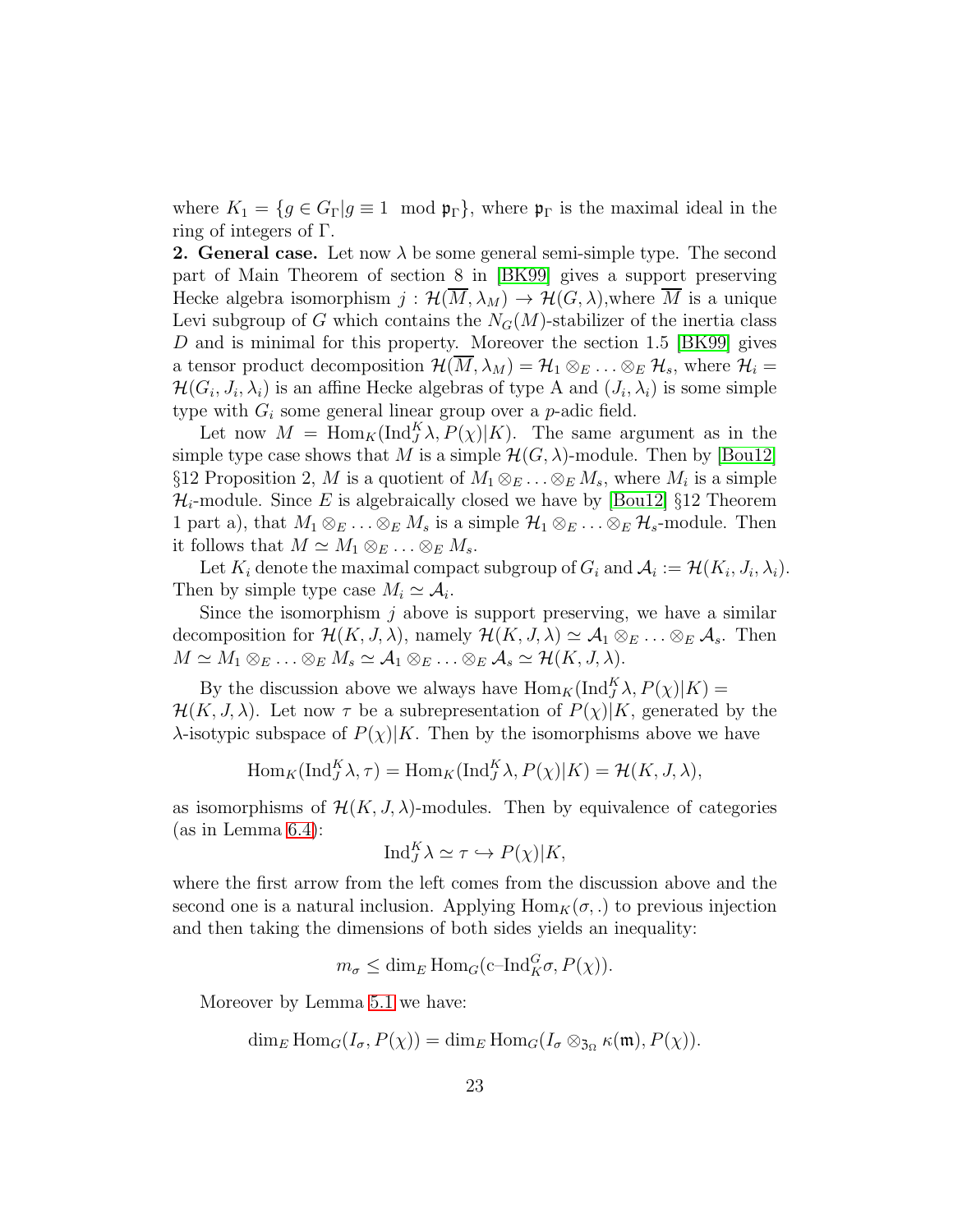where $K_1 = \{g \in G_\Gamma | g \equiv 1 \mod \mathfrak{p}_\Gamma\}$, where $\mathfrak{p}_\Gamma$ is the maximal ideal in the ring of integers of $\Gamma$.

**2. General case.** Let now $\lambda$ be some general semi-simple type. The second part of Main Theorem of section 8 in [BK99] gives a support preserving Hecke algebra isomorphism $j : \mathcal{H}(\overline{M}, \lambda_M) \to \mathcal{H}(G, \lambda)$,where $\overline{M}$ is a unique Levi subgroup of $G$ which contains the $N_G(M)$-stabilizer of the inertia class $D$ and is minimal for this property. Moreover the section 1.5 [BK99] gives a tensor product decomposition $\mathcal{H}(\overline{M}, \lambda_M) = \mathcal{H}_1 \otimes_E \ldots \otimes_E \mathcal{H}_s$, where $\mathcal{H}_i = \mathcal{H}(G_i, J_i, \lambda_i)$ is an affine Hecke algebras of type A and $(J_i, \lambda_i)$ is some simple type with $G_i$ some general linear group over a $p$-adic field.

Let now $M = \mathrm{Hom}_K(\mathrm{Ind}_J^K \lambda, P(\chi)|K)$. The same argument as in the simple type case shows that $M$ is a simple $\mathcal{H}(G, \lambda)$-module. Then by [Bou12] §12 Proposition 2, $M$ is a quotient of $M_1 \otimes_E \ldots \otimes_E M_s$, where $M_i$ is a simple $\mathcal{H}_i$-module. Since $E$ is algebraically closed we have by [Bou12] §12 Theorem 1 part a), that $M_1 \otimes_E \ldots \otimes_E M_s$ is a simple $\mathcal{H}_1 \otimes_E \ldots \otimes_E \mathcal{H}_s$-module. Then it follows that $M \simeq M_1 \otimes_E \ldots \otimes_E M_s$.

Let $K_i$ denote the maximal compact subgroup of $G_i$ and $\mathcal{A}_i := \mathcal{H}(K_i, J_i, \lambda_i)$. Then by simple type case $M_i \simeq \mathcal{A}_i$.

Since the isomorphism $j$ above is support preserving, we have a similar decomposition for $\mathcal{H}(K, J, \lambda)$, namely $\mathcal{H}(K, J, \lambda) \simeq \mathcal{A}_1 \otimes_E \ldots \otimes_E \mathcal{A}_s$. Then $M \simeq M_1 \otimes_E \ldots \otimes_E M_s \simeq \mathcal{A}_1 \otimes_E \ldots \otimes_E \mathcal{A}_s \simeq \mathcal{H}(K, J, \lambda)$.

By the discussion above we always have $\mathrm{Hom}_K(\mathrm{Ind}_J^K \lambda, P(\chi)|K) = \mathcal{H}(K, J, \lambda)$. Let now $\tau$ be a subrepresentation of $P(\chi)|K$, generated by the $\lambda$-isotypic subspace of $P(\chi)|K$. Then by the isomorphisms above we have

$$\mathrm{Hom}_K(\mathrm{Ind}_J^K \lambda, \tau) = \mathrm{Hom}_K(\mathrm{Ind}_J^K \lambda, P(\chi)|K) = \mathcal{H}(K, J, \lambda),$$

as isomorphisms of $\mathcal{H}(K, J, \lambda)$-modules. Then by equivalence of categories (as in Lemma 6.4):

$$\mathrm{Ind}_J^K \lambda \simeq \tau \hookrightarrow P(\chi)|K,$$

where the first arrow from the left comes from the discussion above and the second one is a natural inclusion. Applying $\mathrm{Hom}_K(\sigma, .)$ to previous injection and then taking the dimensions of both sides yields an inequality:

$$m_\sigma \leq \dim_E \mathrm{Hom}_G(\text{c–Ind}_K^G \sigma, P(\chi)).$$

Moreover by Lemma 5.1 we have:

$$\dim_E \mathrm{Hom}_G(I_\sigma, P(\chi)) = \dim_E \mathrm{Hom}_G(I_\sigma \otimes_{\mathfrak{z}_\Omega} \kappa(\mathfrak{m}), P(\chi)).$$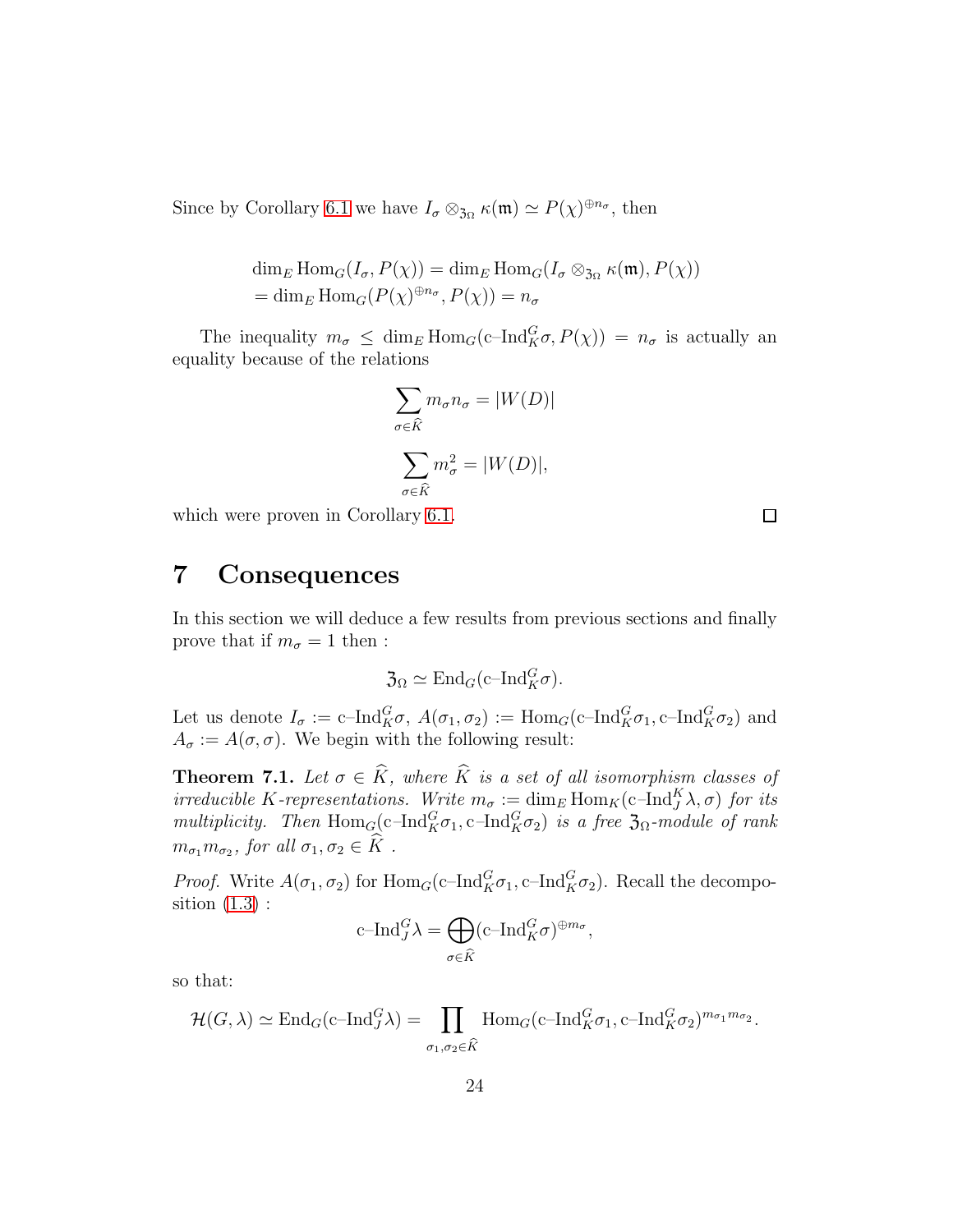Since by Corollary 6.1 we have $I_\sigma \otimes_{\mathfrak{Z}_\Omega} \kappa(\mathfrak{m}) \simeq P(\chi)^{\oplus n_\sigma}$, then

$$\dim_E \mathrm{Hom}_G(I_\sigma, P(\chi)) = \dim_E \mathrm{Hom}_G(I_\sigma \otimes_{\mathfrak{Z}_\Omega} \kappa(\mathfrak{m}), P(\chi))$$
$$= \dim_E \mathrm{Hom}_G(P(\chi)^{\oplus n_\sigma}, P(\chi)) = n_\sigma$$

The inequality $m_\sigma \leq \dim_E \mathrm{Hom}_G(\text{c–Ind}_K^G \sigma, P(\chi)) = n_\sigma$ is actually an equality because of the relations

$$\sum_{\sigma \in \widehat{K}} m_\sigma n_\sigma = |W(D)|$$

$$\sum_{\sigma \in \widehat{K}} m_\sigma^2 = |W(D)|,$$

which were proven in Corollary 6.1. ◻

# 7 Consequences

In this section we will deduce a few results from previous sections and finally prove that if $m_\sigma = 1$ then :

$$\mathfrak{Z}_\Omega \simeq \mathrm{End}_G(\text{c–Ind}_K^G \sigma).$$

Let us denote $I_\sigma := \text{c–Ind}_K^G \sigma$, $A(\sigma_1, \sigma_2) := \mathrm{Hom}_G(\text{c–Ind}_K^G \sigma_1, \text{c–Ind}_K^G \sigma_2)$ and $A_\sigma := A(\sigma, \sigma)$. We begin with the following result:

**Theorem 7.1.** *Let $\sigma \in \widehat{K}$, where $\widehat{K}$ is a set of all isomorphism classes of irreducible $K$-representations. Write $m_\sigma := \dim_E \mathrm{Hom}_K(\text{c–Ind}_J^K \lambda, \sigma)$ for its multiplicity. Then $\mathrm{Hom}_G(\text{c–Ind}_K^G \sigma_1, \text{c–Ind}_K^G \sigma_2)$ is a free $\mathfrak{Z}_\Omega$-module of rank $m_{\sigma_1} m_{\sigma_2}$, for all $\sigma_1, \sigma_2 \in \widehat{K}$ .*

*Proof.* Write $A(\sigma_1, \sigma_2)$ for $\mathrm{Hom}_G(\text{c–Ind}_K^G \sigma_1, \text{c–Ind}_K^G \sigma_2)$. Recall the decomposition (1.3) :

$$\text{c–Ind}_J^G \lambda = \bigoplus_{\sigma \in \widehat{K}} (\text{c–Ind}_K^G \sigma)^{\oplus m_\sigma},$$

so that:

$$\mathcal{H}(G, \lambda) \simeq \mathrm{End}_G(\text{c–Ind}_J^G \lambda) = \prod_{\sigma_1, \sigma_2 \in \widehat{K}} \mathrm{Hom}_G(\text{c–Ind}_K^G \sigma_1, \text{c–Ind}_K^G \sigma_2)^{m_{\sigma_1} m_{\sigma_2}}.$$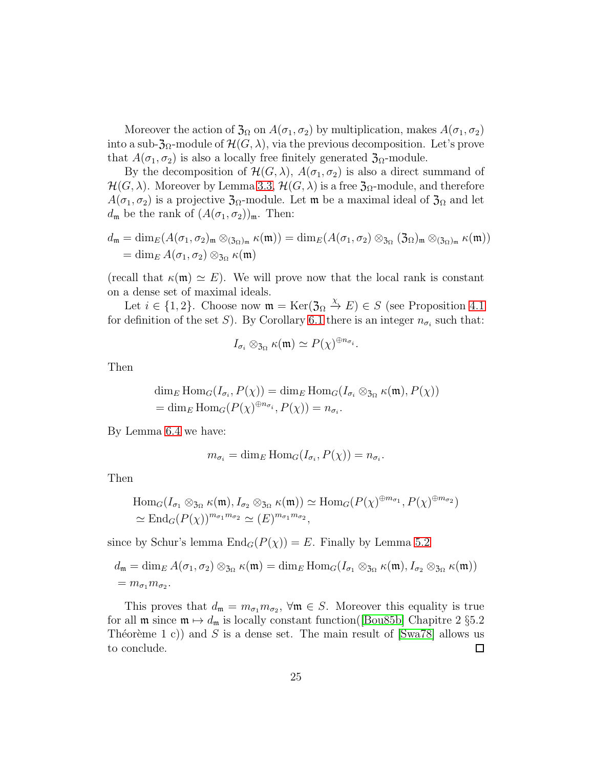Moreover the action of $\mathfrak{Z}_\Omega$ on $A(\sigma_1, \sigma_2)$ by multiplication, makes $A(\sigma_1, \sigma_2)$ into a sub-$\mathfrak{Z}_\Omega$-module of $\mathcal{H}(G, \lambda)$, via the previous decomposition. Let's prove that $A(\sigma_1, \sigma_2)$ is also a locally free finitely generated $\mathfrak{Z}_\Omega$-module.

By the decomposition of $\mathcal{H}(G, \lambda)$, $A(\sigma_1, \sigma_2)$ is also a direct summand of $\mathcal{H}(G, \lambda)$. Moreover by Lemma 3.3, $\mathcal{H}(G, \lambda)$ is a free $\mathfrak{Z}_\Omega$-module, and therefore $A(\sigma_1, \sigma_2)$ is a projective $\mathfrak{Z}_\Omega$-module. Let $\mathfrak{m}$ be a maximal ideal of $\mathfrak{Z}_\Omega$ and let $d_\mathfrak{m}$ be the rank of $(A(\sigma_1, \sigma_2))_\mathfrak{m}$. Then:

$$
\begin{aligned}
d_\mathfrak{m} &= \dim_E(A(\sigma_1, \sigma_2)_\mathfrak{m} \otimes_{(\mathfrak{Z}_\Omega)_\mathfrak{m}} \kappa(\mathfrak{m})) = \dim_E(A(\sigma_1, \sigma_2) \otimes_{\mathfrak{Z}_\Omega} (\mathfrak{Z}_\Omega)_\mathfrak{m} \otimes_{(\mathfrak{Z}_\Omega)_\mathfrak{m}} \kappa(\mathfrak{m})) \\
&= \dim_E A(\sigma_1, \sigma_2) \otimes_{\mathfrak{Z}_\Omega} \kappa(\mathfrak{m})
\end{aligned}
$$

(recall that $\kappa(\mathfrak{m}) \simeq E$). We will prove now that the local rank is constant on a dense set of maximal ideals.

Let $i \in \{1, 2\}$. Choose now $\mathfrak{m} = \mathrm{Ker}(\mathfrak{Z}_\Omega \xrightarrow{\chi} E) \in S$ (see Proposition 4.1 for definition of the set $S$). By Corollary 6.1 there is an integer $n_{\sigma_i}$ such that:

$$
I_{\sigma_i} \otimes_{\mathfrak{Z}_\Omega} \kappa(\mathfrak{m}) \simeq P(\chi)^{\oplus n_{\sigma_i}}.
$$

Then

$$
\begin{aligned}
&\dim_E \mathrm{Hom}_G(I_{\sigma_i}, P(\chi)) = \dim_E \mathrm{Hom}_G(I_{\sigma_i} \otimes_{\mathfrak{Z}_\Omega} \kappa(\mathfrak{m}), P(\chi)) \\
&= \dim_E \mathrm{Hom}_G(P(\chi)^{\oplus n_{\sigma_i}}, P(\chi)) = n_{\sigma_i}.
\end{aligned}
$$

By Lemma 6.4 we have:

$$
m_{\sigma_i} = \dim_E \mathrm{Hom}_G(I_{\sigma_i}, P(\chi)) = n_{\sigma_i}.
$$

Then

$$
\begin{aligned}
&\mathrm{Hom}_G(I_{\sigma_1} \otimes_{\mathfrak{Z}_\Omega} \kappa(\mathfrak{m}), I_{\sigma_2} \otimes_{\mathfrak{Z}_\Omega} \kappa(\mathfrak{m})) \simeq \mathrm{Hom}_G(P(\chi)^{\oplus m_{\sigma_1}}, P(\chi)^{\oplus m_{\sigma_2}}) \\
&\simeq \mathrm{End}_G(P(\chi))^{m_{\sigma_1} m_{\sigma_2}} \simeq (E)^{m_{\sigma_1} m_{\sigma_2}},
\end{aligned}
$$

since by Schur's lemma $\mathrm{End}_G(P(\chi)) = E$. Finally by Lemma 5.2

$$
\begin{aligned}
&d_\mathfrak{m} = \dim_E A(\sigma_1, \sigma_2) \otimes_{\mathfrak{Z}_\Omega} \kappa(\mathfrak{m}) = \dim_E \mathrm{Hom}_G(I_{\sigma_1} \otimes_{\mathfrak{Z}_\Omega} \kappa(\mathfrak{m}), I_{\sigma_2} \otimes_{\mathfrak{Z}_\Omega} \kappa(\mathfrak{m})) \\
&= m_{\sigma_1} m_{\sigma_2}.
\end{aligned}
$$

This proves that $d_\mathfrak{m} = m_{\sigma_1} m_{\sigma_2}$, $\forall \mathfrak{m} \in S$. Moreover this equality is true for all $\mathfrak{m}$ since $\mathfrak{m} \mapsto d_\mathfrak{m}$ is locally constant function([Bou85b] Chapitre 2 §5.2 Théorème 1 c)) and $S$ is a dense set. The main result of [Swa78] allows us to conclude. ◻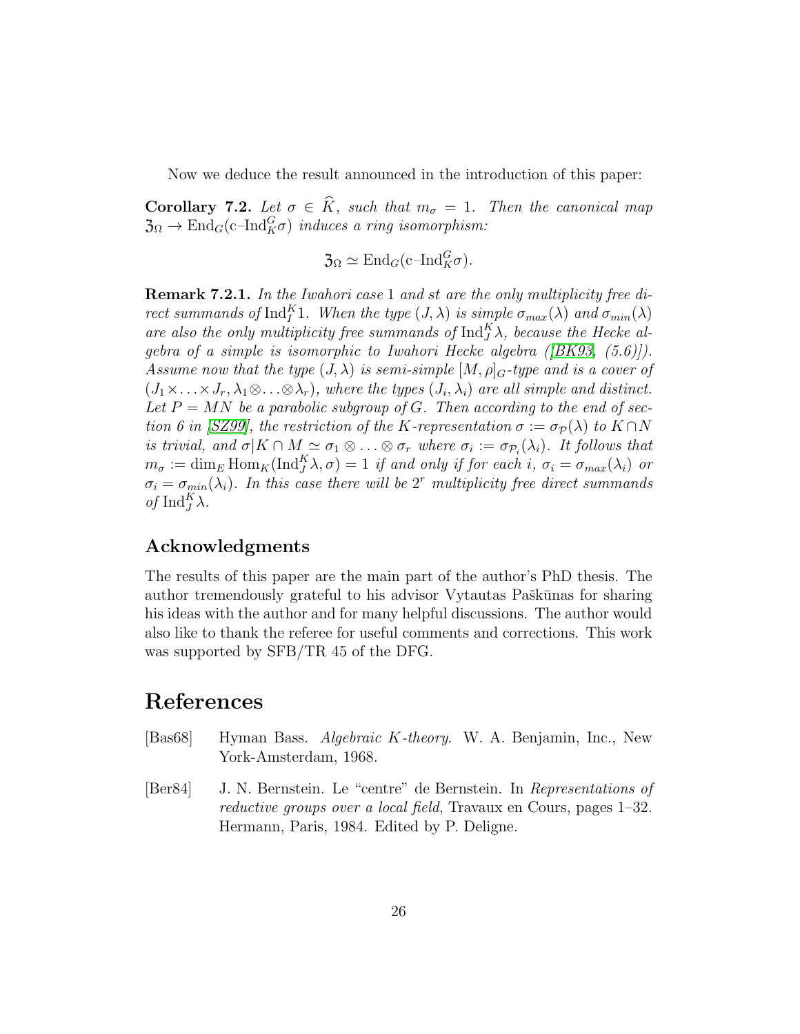Now we deduce the result announced in the introduction of this paper:

**Corollary 7.2.** *Let $\sigma \in \widehat{K}$, such that $m_\sigma = 1$. Then the canonical map $\mathfrak{Z}_\Omega \to \mathrm{End}_G(\text{c–Ind}_K^G \sigma)$ induces a ring isomorphism:*

$$\mathfrak{Z}_\Omega \simeq \mathrm{End}_G(\text{c–Ind}_K^G \sigma).$$

**Remark 7.2.1.** *In the Iwahori case $1$ and $st$ are the only multiplicity free direct summands of $\mathrm{Ind}_I^K 1$. When the type $(J, \lambda)$ is simple $\sigma_{max}(\lambda)$ and $\sigma_{min}(\lambda)$ are also the only multiplicity free summands of $\mathrm{Ind}_J^K \lambda$, because the Hecke algebra of a simple is isomorphic to Iwahori Hecke algebra ([BK93, (5.6)]). Assume now that the type $(J, \lambda)$ is semi-simple $[M, \rho]_G$-type and is a cover of $(J_1 \times \ldots \times J_r, \lambda_1 \otimes \ldots \otimes \lambda_r)$, where the types $(J_i, \lambda_i)$ are all simple and distinct. Let $P = MN$ be a parabolic subgroup of $G$. Then according to the end of section 6 in [SZ99], the restriction of the $K$-representation $\sigma := \sigma_{\mathcal{P}}(\lambda)$ to $K \cap N$ is trivial, and $\sigma|K \cap M \simeq \sigma_1 \otimes \ldots \otimes \sigma_r$ where $\sigma_i := \sigma_{\mathcal{P}_i}(\lambda_i)$. It follows that $m_\sigma := \dim_E \mathrm{Hom}_K(\mathrm{Ind}_J^K \lambda, \sigma) = 1$ if and only if for each $i$, $\sigma_i = \sigma_{max}(\lambda_i)$ or $\sigma_i = \sigma_{min}(\lambda_i)$. In this case there will be $2^r$ multiplicity free direct summands of $\mathrm{Ind}_J^K \lambda$.*

## Acknowledgments

The results of this paper are the main part of the author's PhD thesis. The author tremendously grateful to his advisor Vytautas Paškūnas for sharing his ideas with the author and for many helpful discussions. The author would also like to thank the referee for useful comments and corrections. This work was supported by SFB/TR 45 of the DFG.

# References

[Bas68] Hyman Bass. *Algebraic K-theory*. W. A. Benjamin, Inc., New York-Amsterdam, 1968.

[Ber84] J. N. Bernstein. Le "centre" de Bernstein. In *Representations of reductive groups over a local field*, Travaux en Cours, pages 1–32. Hermann, Paris, 1984. Edited by P. Deligne.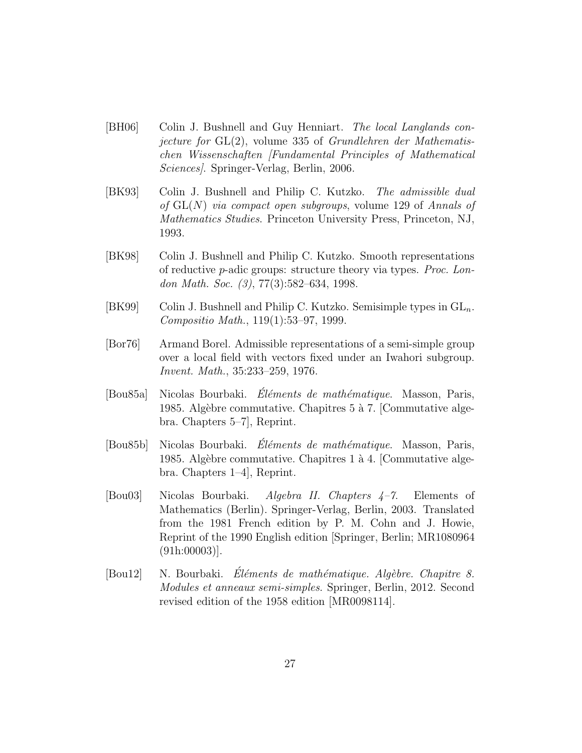[BH06] Colin J. Bushnell and Guy Henniart. *The local Langlands conjecture for* GL(2), volume 335 of *Grundlehren der Mathematischen Wissenschaften [Fundamental Principles of Mathematical Sciences]*. Springer-Verlag, Berlin, 2006.

[BK93] Colin J. Bushnell and Philip C. Kutzko. *The admissible dual of* $\mathrm{GL}(N)$ *via compact open subgroups*, volume 129 of *Annals of Mathematics Studies*. Princeton University Press, Princeton, NJ, 1993.

[BK98] Colin J. Bushnell and Philip C. Kutzko. Smooth representations of reductive $p$-adic groups: structure theory via types. *Proc. London Math. Soc. (3)*, 77(3):582–634, 1998.

[BK99] Colin J. Bushnell and Philip C. Kutzko. Semisimple types in $\mathrm{GL}_n$. *Compositio Math.*, 119(1):53–97, 1999.

[Bor76] Armand Borel. Admissible representations of a semi-simple group over a local field with vectors fixed under an Iwahori subgroup. *Invent. Math.*, 35:233–259, 1976.

[Bou85a] Nicolas Bourbaki. *Éléments de mathématique*. Masson, Paris, 1985. Algèbre commutative. Chapitres 5 à 7. [Commutative algebra. Chapters 5–7], Reprint.

[Bou85b] Nicolas Bourbaki. *Éléments de mathématique*. Masson, Paris, 1985. Algèbre commutative. Chapitres 1 à 4. [Commutative algebra. Chapters 1–4], Reprint.

[Bou03] Nicolas Bourbaki. *Algebra II. Chapters 4–7*. Elements of Mathematics (Berlin). Springer-Verlag, Berlin, 2003. Translated from the 1981 French edition by P. M. Cohn and J. Howie, Reprint of the 1990 English edition [Springer, Berlin; MR1080964 (91h:00003)].

[Bou12] N. Bourbaki. *Éléments de mathématique. Algèbre. Chapitre 8. Modules et anneaux semi-simples*. Springer, Berlin, 2012. Second revised edition of the 1958 edition [MR0098114].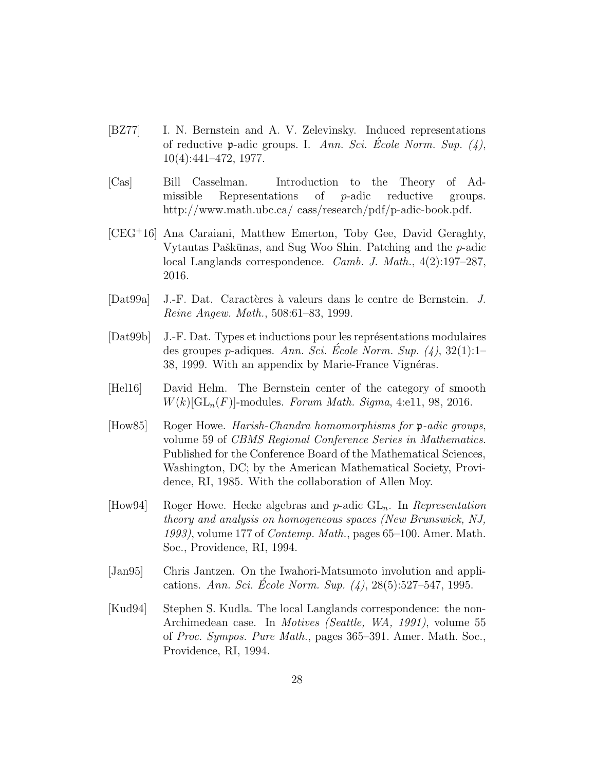[BZ77] I. N. Bernstein and A. V. Zelevinsky. Induced representations of reductive $\mathfrak{p}$-adic groups. I. *Ann. Sci. École Norm. Sup. (4)*, 10(4):441–472, 1977.

[Cas] Bill Casselman. Introduction to the Theory of Admissible Representations of $p$-adic reductive groups. http://www.math.ubc.ca/ cass/research/pdf/p-adic-book.pdf.

[CEG+16] Ana Caraiani, Matthew Emerton, Toby Gee, David Geraghty, Vytautas Paškūnas, and Sug Woo Shin. Patching and the $p$-adic local Langlands correspondence. *Camb. J. Math.*, 4(2):197–287, 2016.

[Dat99a] J.-F. Dat. Caractères à valeurs dans le centre de Bernstein. *J. Reine Angew. Math.*, 508:61–83, 1999.

[Dat99b] J.-F. Dat. Types et inductions pour les représentations modulaires des groupes $p$-adiques. *Ann. Sci. École Norm. Sup. (4)*, 32(1):1–38, 1999. With an appendix by Marie-France Vignéras.

[Hel16] David Helm. The Bernstein center of the category of smooth $W(k)[\mathrm{GL}_n(F)]$-modules. *Forum Math. Sigma*, 4:e11, 98, 2016.

[How85] Roger Howe. *Harish-Chandra homomorphisms for $\mathfrak{p}$-adic groups*, volume 59 of *CBMS Regional Conference Series in Mathematics*. Published for the Conference Board of the Mathematical Sciences, Washington, DC; by the American Mathematical Society, Providence, RI, 1985. With the collaboration of Allen Moy.

[How94] Roger Howe. Hecke algebras and $p$-adic $\mathrm{GL}_n$. In *Representation theory and analysis on homogeneous spaces (New Brunswick, NJ, 1993)*, volume 177 of *Contemp. Math.*, pages 65–100. Amer. Math. Soc., Providence, RI, 1994.

[Jan95] Chris Jantzen. On the Iwahori-Matsumoto involution and applications. *Ann. Sci. École Norm. Sup. (4)*, 28(5):527–547, 1995.

[Kud94] Stephen S. Kudla. The local Langlands correspondence: the non-Archimedean case. In *Motives (Seattle, WA, 1991)*, volume 55 of *Proc. Sympos. Pure Math.*, pages 365–391. Amer. Math. Soc., Providence, RI, 1994.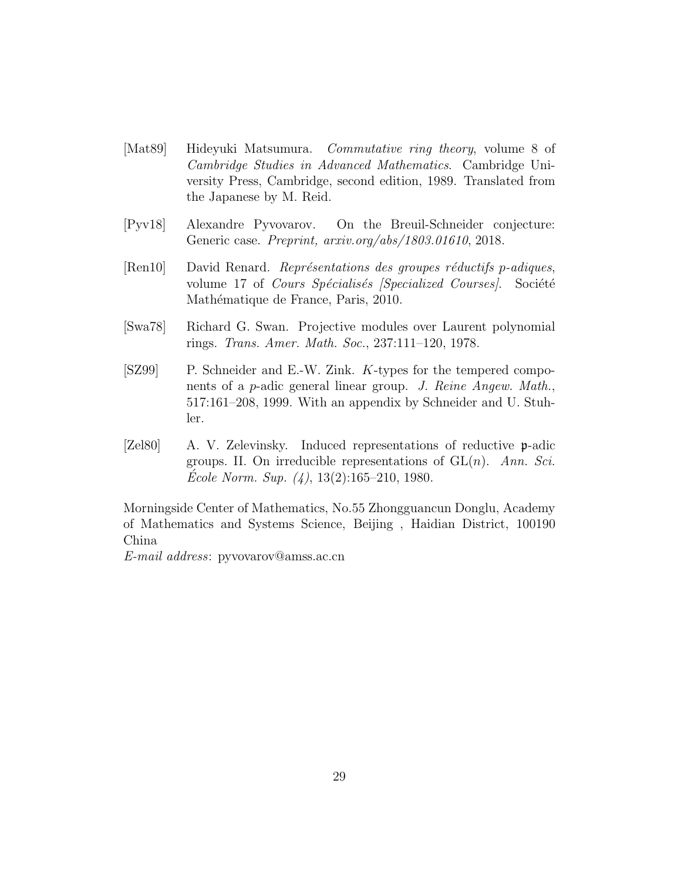[Mat89] Hideyuki Matsumura. *Commutative ring theory*, volume 8 of *Cambridge Studies in Advanced Mathematics*. Cambridge University Press, Cambridge, second edition, 1989. Translated from the Japanese by M. Reid.

[Pyv18] Alexandre Pyvovarov. On the Breuil-Schneider conjecture: Generic case. *Preprint, arxiv.org/abs/1803.01610*, 2018.

[Ren10] David Renard. *Représentations des groupes réductifs p-adiques*, volume 17 of *Cours Spécialisés [Specialized Courses]*. Société Mathématique de France, Paris, 2010.

[Swa78] Richard G. Swan. Projective modules over Laurent polynomial rings. *Trans. Amer. Math. Soc.*, 237:111–120, 1978.

[SZ99] P. Schneider and E.-W. Zink. $K$-types for the tempered components of a $p$-adic general linear group. *J. Reine Angew. Math.*, 517:161–208, 1999. With an appendix by Schneider and U. Stuhler.

[Zel80] A. V. Zelevinsky. Induced representations of reductive $\mathfrak{p}$-adic groups. II. On irreducible representations of $\mathrm{GL}(n)$. *Ann. Sci. École Norm. Sup. (4)*, 13(2):165–210, 1980.

Morningside Center of Mathematics, No.55 Zhongguancun Donglu, Academy of Mathematics and Systems Science, Beijing , Haidian District, 100190 China

*E-mail address*: pyvovarov@amss.ac.cn